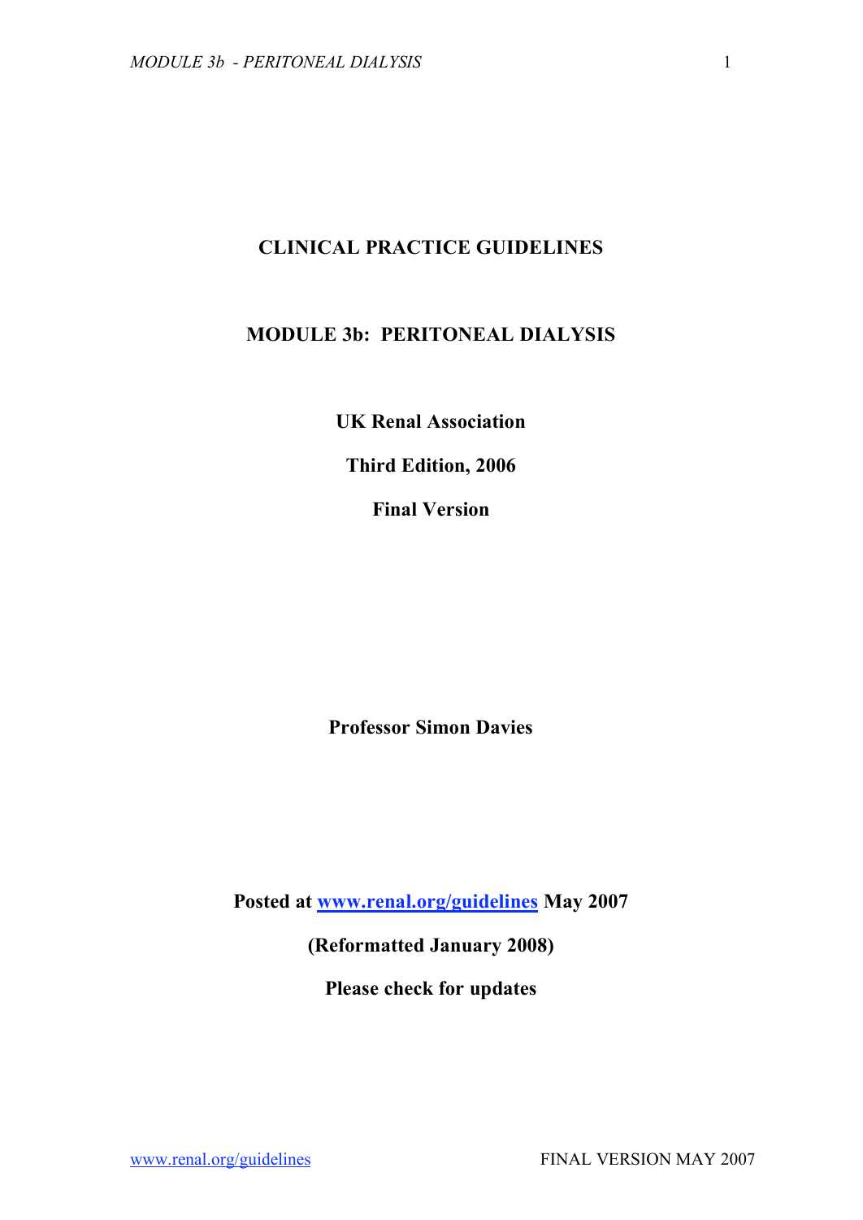# CLINICAL PRACTICE GUIDELINES

## MODULE 3b: PERITONEAL DIALYSIS

**UK Renal Association**

**Third Edition, 2006**

**Final Version**

**Professor Simon Davies**

**Posted at [www.renal.org/guidelines](www.renal.org/guidelines) May 2007**

**(Reformatted January 2008)**

**Please check for updates**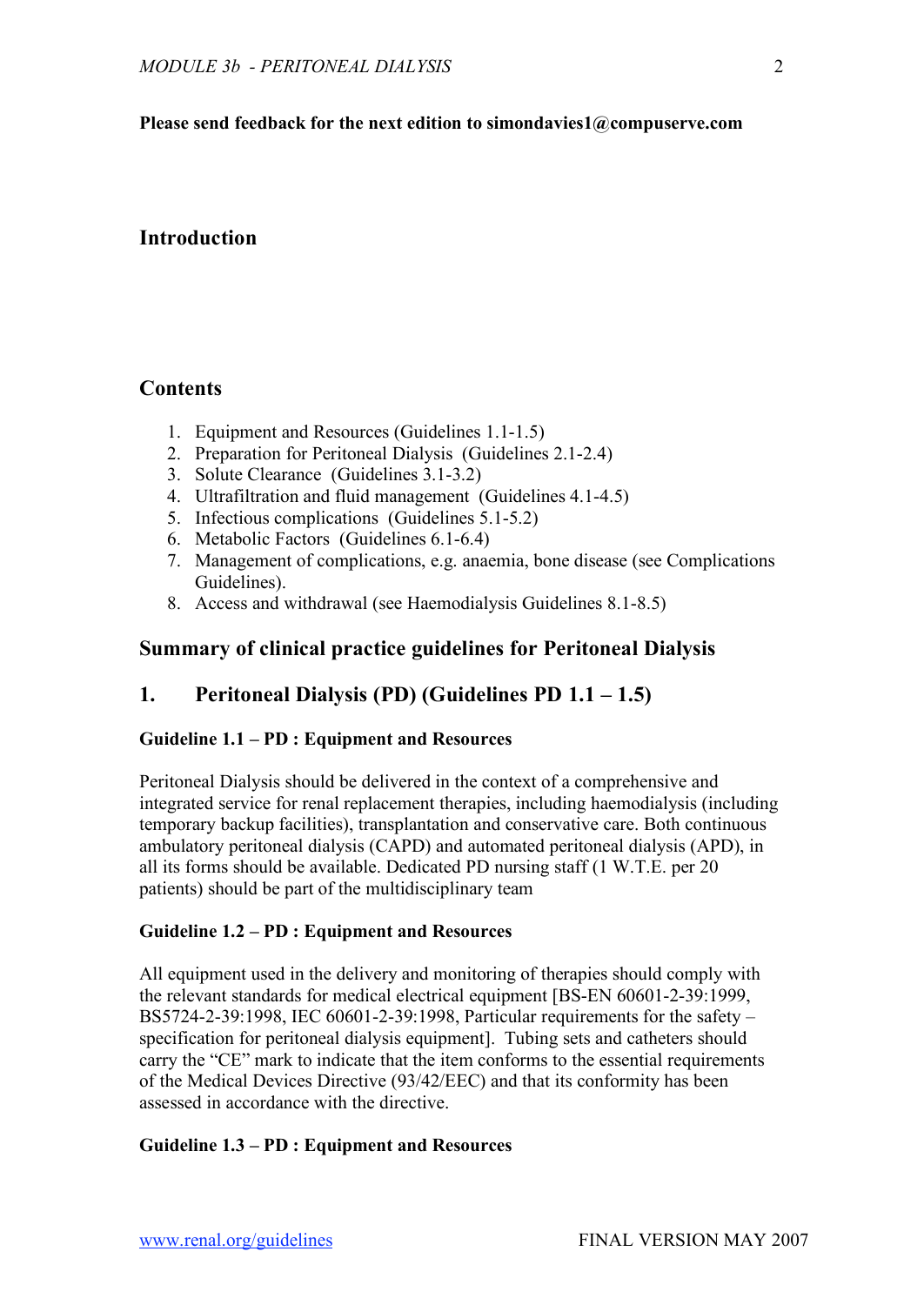**Please send feedback for the next edition to simondavies1@compuserve.com**

## Introduction

## Contents

1. Equipment and Resources (Guidelines 1.1-1.5)
2. Preparation for Peritoneal Dialysis (Guidelines 2.1-2.4)
3. Solute Clearance (Guidelines 3.1-3.2)
4. Ultrafiltration and fluid management (Guidelines 4.1-4.5)
5. Infectious complications (Guidelines 5.1-5.2)
6. Metabolic Factors (Guidelines 6.1-6.4)
7. Management of complications, e.g. anaemia, bone disease (see Complications Guidelines).
8. Access and withdrawal (see Haemodialysis Guidelines 8.1-8.5)

## Summary of clinical practice guidelines for Peritoneal Dialysis

## 1. Peritoneal Dialysis (PD) (Guidelines PD 1.1 – 1.5)

#### Guideline 1.1 – PD : Equipment and Resources

Peritoneal Dialysis should be delivered in the context of a comprehensive and integrated service for renal replacement therapies, including haemodialysis (including temporary backup facilities), transplantation and conservative care. Both continuous ambulatory peritoneal dialysis (CAPD) and automated peritoneal dialysis (APD), in all its forms should be available. Dedicated PD nursing staff (1 W.T.E. per 20 patients) should be part of the multidisciplinary team

#### Guideline 1.2 – PD : Equipment and Resources

All equipment used in the delivery and monitoring of therapies should comply with the relevant standards for medical electrical equipment [BS-EN 60601-2-39:1999, BS5724-2-39:1998, IEC 60601-2-39:1998, Particular requirements for the safety – specification for peritoneal dialysis equipment]. Tubing sets and catheters should carry the "CE" mark to indicate that the item conforms to the essential requirements of the Medical Devices Directive (93/42/EEC) and that its conformity has been assessed in accordance with the directive.

#### Guideline 1.3 – PD : Equipment and Resources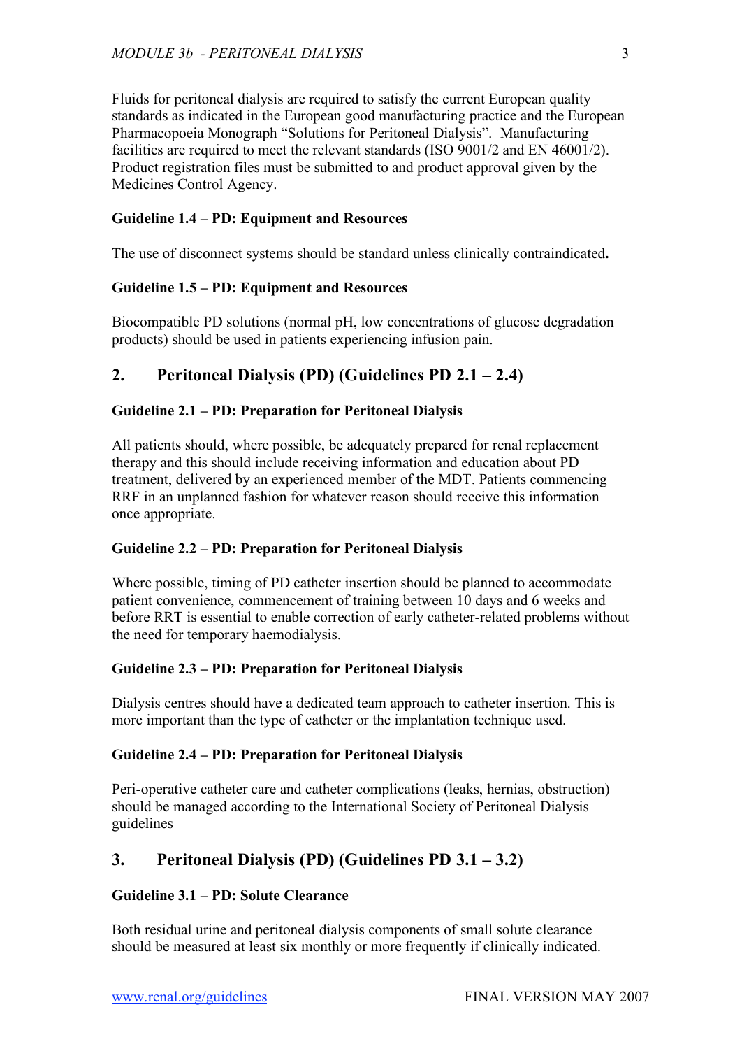Fluids for peritoneal dialysis are required to satisfy the current European quality standards as indicated in the European good manufacturing practice and the European Pharmacopoeia Monograph "Solutions for Peritoneal Dialysis". Manufacturing facilities are required to meet the relevant standards (ISO 9001/2 and EN 46001/2). Product registration files must be submitted to and product approval given by the Medicines Control Agency.

**Guideline 1.4 – PD: Equipment and Resources**

The use of disconnect systems should be standard unless clinically contraindicated**.**

**Guideline 1.5 – PD: Equipment and Resources**

Biocompatible PD solutions (normal pH, low concentrations of glucose degradation products) should be used in patients experiencing infusion pain.

## 2. Peritoneal Dialysis (PD) (Guidelines PD 2.1 – 2.4)

**Guideline 2.1 – PD: Preparation for Peritoneal Dialysis**

All patients should, where possible, be adequately prepared for renal replacement therapy and this should include receiving information and education about PD treatment, delivered by an experienced member of the MDT. Patients commencing RRF in an unplanned fashion for whatever reason should receive this information once appropriate.

**Guideline 2.2 – PD: Preparation for Peritoneal Dialysis**

Where possible, timing of PD catheter insertion should be planned to accommodate patient convenience, commencement of training between 10 days and 6 weeks and before RRT is essential to enable correction of early catheter-related problems without the need for temporary haemodialysis.

**Guideline 2.3 – PD: Preparation for Peritoneal Dialysis**

Dialysis centres should have a dedicated team approach to catheter insertion. This is more important than the type of catheter or the implantation technique used.

**Guideline 2.4 – PD: Preparation for Peritoneal Dialysis**

Peri-operative catheter care and catheter complications (leaks, hernias, obstruction) should be managed according to the International Society of Peritoneal Dialysis guidelines

## 3. Peritoneal Dialysis (PD) (Guidelines PD 3.1 – 3.2)

**Guideline 3.1 – PD: Solute Clearance**

Both residual urine and peritoneal dialysis components of small solute clearance should be measured at least six monthly or more frequently if clinically indicated.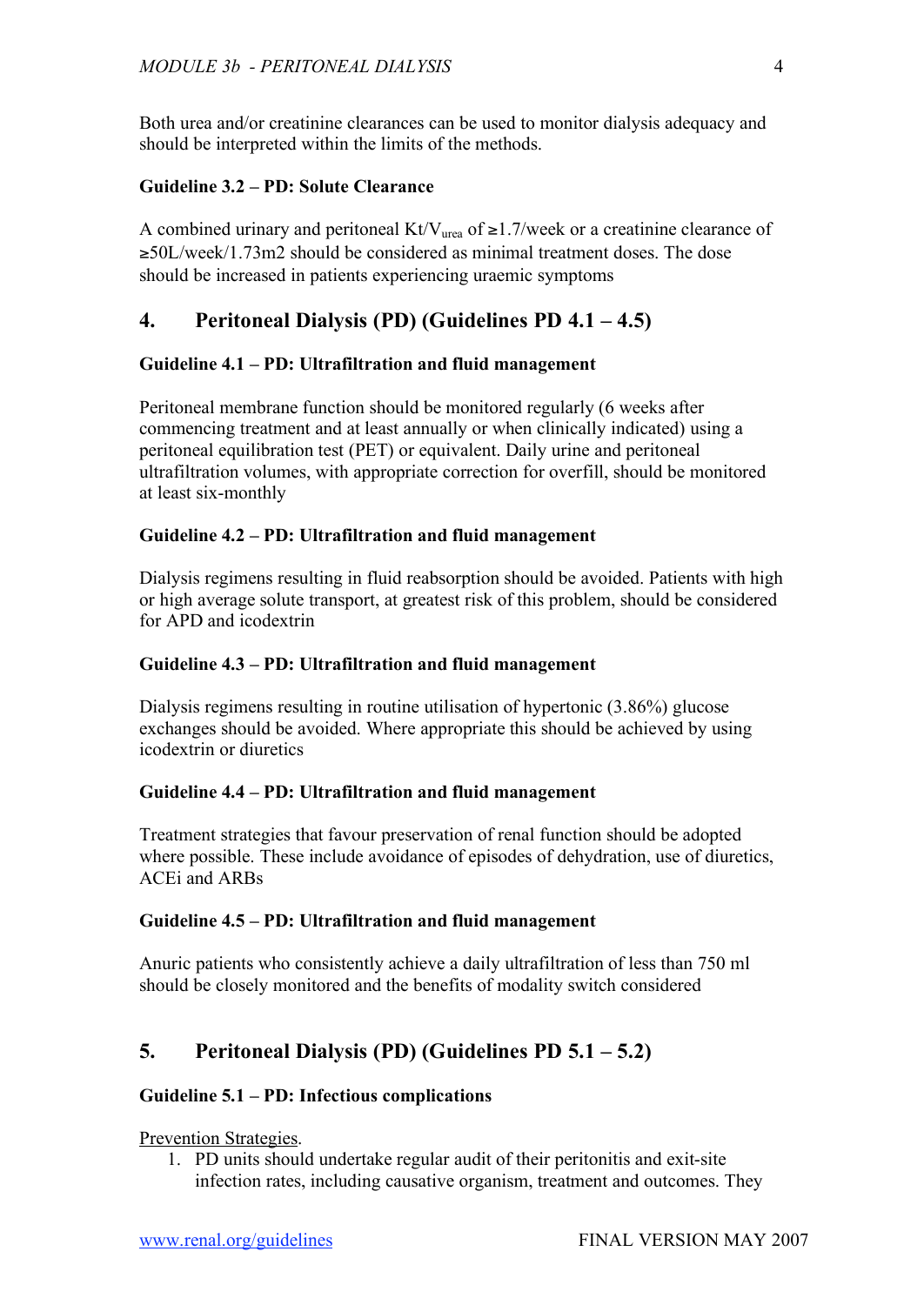Both urea and/or creatinine clearances can be used to monitor dialysis adequacy and should be interpreted within the limits of the methods.

**Guideline 3.2 – PD: Solute Clearance**

A combined urinary and peritoneal $Kt/V_{urea}$ of ≥1.7/week or a creatinine clearance of ≥50L/week/1.73m2 should be considered as minimal treatment doses. The dose should be increased in patients experiencing uraemic symptoms

## 4. Peritoneal Dialysis (PD) (Guidelines PD 4.1 – 4.5)

**Guideline 4.1 – PD: Ultrafiltration and fluid management**

Peritoneal membrane function should be monitored regularly (6 weeks after commencing treatment and at least annually or when clinically indicated) using a peritoneal equilibration test (PET) or equivalent. Daily urine and peritoneal ultrafiltration volumes, with appropriate correction for overfill, should be monitored at least six-monthly

**Guideline 4.2 – PD: Ultrafiltration and fluid management**

Dialysis regimens resulting in fluid reabsorption should be avoided. Patients with high or high average solute transport, at greatest risk of this problem, should be considered for APD and icodextrin

**Guideline 4.3 – PD: Ultrafiltration and fluid management**

Dialysis regimens resulting in routine utilisation of hypertonic (3.86%) glucose exchanges should be avoided. Where appropriate this should be achieved by using icodextrin or diuretics

**Guideline 4.4 – PD: Ultrafiltration and fluid management**

Treatment strategies that favour preservation of renal function should be adopted where possible. These include avoidance of episodes of dehydration, use of diuretics, ACEi and ARBs

**Guideline 4.5 – PD: Ultrafiltration and fluid management**

Anuric patients who consistently achieve a daily ultrafiltration of less than 750 ml should be closely monitored and the benefits of modality switch considered

## 5. Peritoneal Dialysis (PD) (Guidelines PD 5.1 – 5.2)

**Guideline 5.1 – PD: Infectious complications**

Prevention Strategies.

1. PD units should undertake regular audit of their peritonitis and exit-site infection rates, including causative organism, treatment and outcomes. They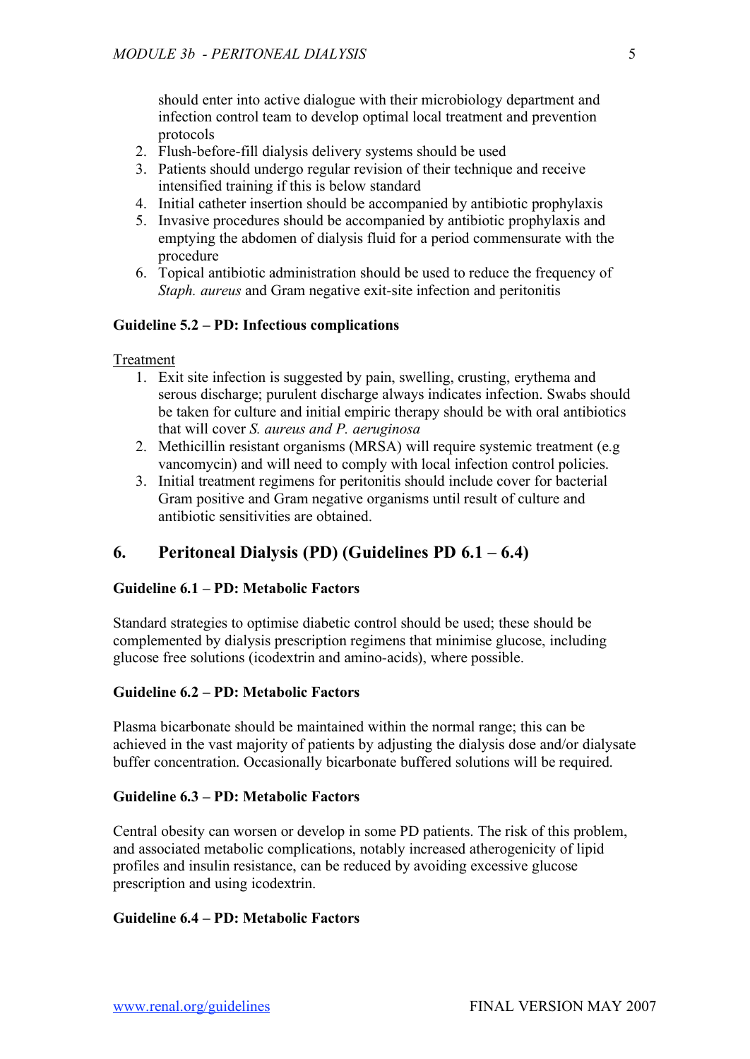should enter into active dialogue with their microbiology department and infection control team to develop optimal local treatment and prevention protocols

2. Flush-before-fill dialysis delivery systems should be used
3. Patients should undergo regular revision of their technique and receive intensified training if this is below standard
4. Initial catheter insertion should be accompanied by antibiotic prophylaxis
5. Invasive procedures should be accompanied by antibiotic prophylaxis and emptying the abdomen of dialysis fluid for a period commensurate with the procedure
6. Topical antibiotic administration should be used to reduce the frequency of *Staph. aureus* and Gram negative exit-site infection and peritonitis

#### Guideline 5.2 – PD: Infectious complications

Treatment

1. Exit site infection is suggested by pain, swelling, crusting, erythema and serous discharge; purulent discharge always indicates infection. Swabs should be taken for culture and initial empiric therapy should be with oral antibiotics that will cover *S. aureus and P. aeruginosa*
2. Methicillin resistant organisms (MRSA) will require systemic treatment (e.g vancomycin) and will need to comply with local infection control policies.
3. Initial treatment regimens for peritonitis should include cover for bacterial Gram positive and Gram negative organisms until result of culture and antibiotic sensitivities are obtained.

## 6. Peritoneal Dialysis (PD) (Guidelines PD 6.1 – 6.4)

#### Guideline 6.1 – PD: Metabolic Factors

Standard strategies to optimise diabetic control should be used; these should be complemented by dialysis prescription regimens that minimise glucose, including glucose free solutions (icodextrin and amino-acids), where possible.

#### Guideline 6.2 – PD: Metabolic Factors

Plasma bicarbonate should be maintained within the normal range; this can be achieved in the vast majority of patients by adjusting the dialysis dose and/or dialysate buffer concentration. Occasionally bicarbonate buffered solutions will be required.

#### Guideline 6.3 – PD: Metabolic Factors

Central obesity can worsen or develop in some PD patients. The risk of this problem, and associated metabolic complications, notably increased atherogenicity of lipid profiles and insulin resistance, can be reduced by avoiding excessive glucose prescription and using icodextrin.

#### Guideline 6.4 – PD: Metabolic Factors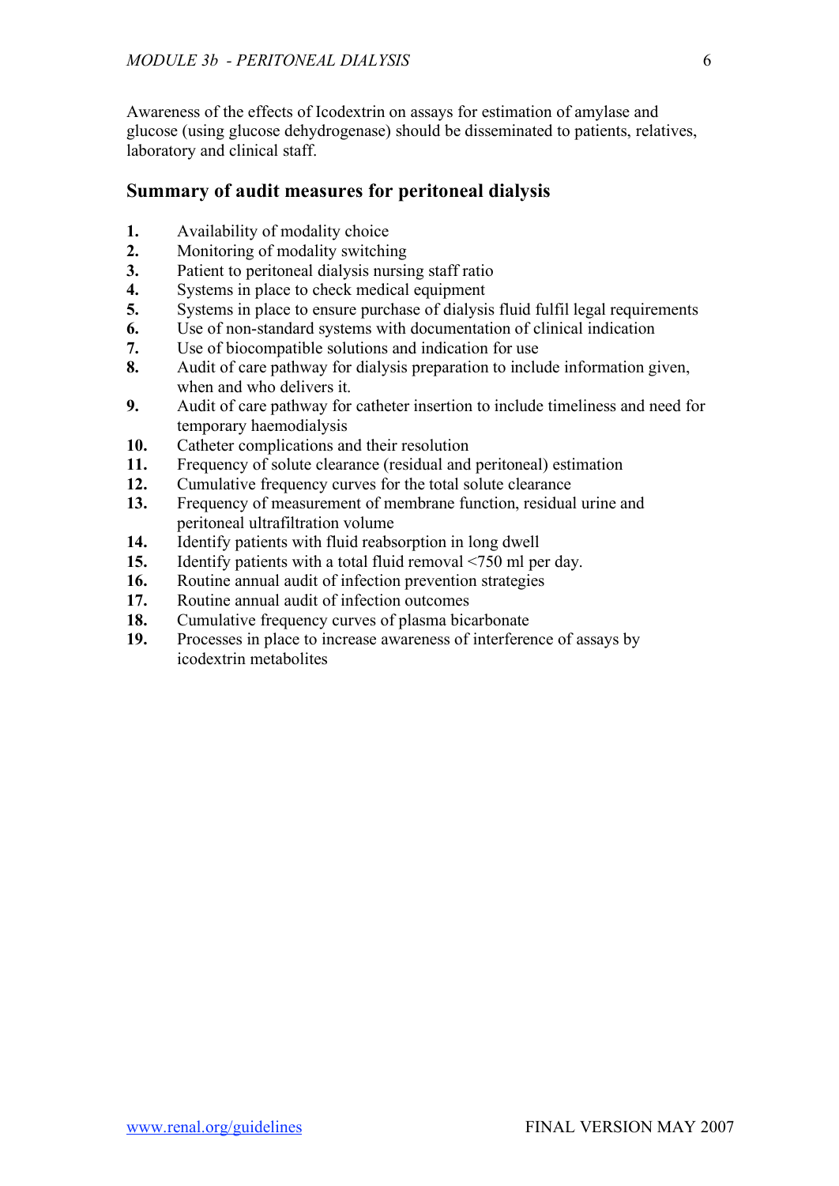Awareness of the effects of Icodextrin on assays for estimation of amylase and glucose (using glucose dehydrogenase) should be disseminated to patients, relatives, laboratory and clinical staff.

## Summary of audit measures for peritoneal dialysis

1. Availability of modality choice
2. Monitoring of modality switching
3. Patient to peritoneal dialysis nursing staff ratio
4. Systems in place to check medical equipment
5. Systems in place to ensure purchase of dialysis fluid fulfil legal requirements
6. Use of non-standard systems with documentation of clinical indication
7. Use of biocompatible solutions and indication for use
8. Audit of care pathway for dialysis preparation to include information given, when and who delivers it.
9. Audit of care pathway for catheter insertion to include timeliness and need for temporary haemodialysis
10. Catheter complications and their resolution
11. Frequency of solute clearance (residual and peritoneal) estimation
12. Cumulative frequency curves for the total solute clearance
13. Frequency of measurement of membrane function, residual urine and peritoneal ultrafiltration volume
14. Identify patients with fluid reabsorption in long dwell
15. Identify patients with a total fluid removal <750 ml per day.
16. Routine annual audit of infection prevention strategies
17. Routine annual audit of infection outcomes
18. Cumulative frequency curves of plasma bicarbonate
19. Processes in place to increase awareness of interference of assays by icodextrin metabolites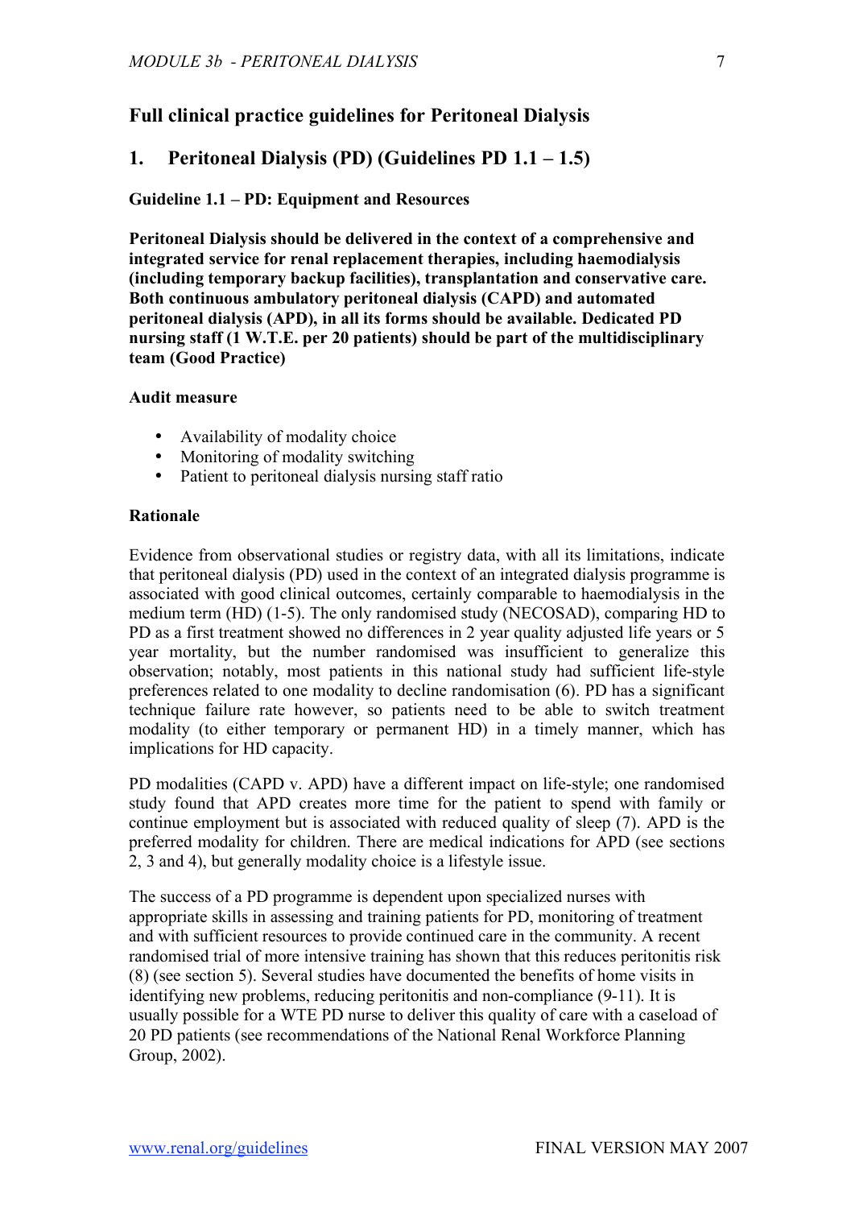# Full clinical practice guidelines for Peritoneal Dialysis

## 1. Peritoneal Dialysis (PD) (Guidelines PD 1.1 – 1.5)

### Guideline 1.1 – PD: Equipment and Resources

**Peritoneal Dialysis should be delivered in the context of a comprehensive and integrated service for renal replacement therapies, including haemodialysis (including temporary backup facilities), transplantation and conservative care. Both continuous ambulatory peritoneal dialysis (CAPD) and automated peritoneal dialysis (APD), in all its forms should be available. Dedicated PD nursing staff (1 W.T.E. per 20 patients) should be part of the multidisciplinary team (Good Practice)**

**Audit measure**

- Availability of modality choice
- Monitoring of modality switching
- Patient to peritoneal dialysis nursing staff ratio

**Rationale**

Evidence from observational studies or registry data, with all its limitations, indicate that peritoneal dialysis (PD) used in the context of an integrated dialysis programme is associated with good clinical outcomes, certainly comparable to haemodialysis in the medium term (HD) (1-5). The only randomised study (NECOSAD), comparing HD to PD as a first treatment showed no differences in 2 year quality adjusted life years or 5 year mortality, but the number randomised was insufficient to generalize this observation; notably, most patients in this national study had sufficient life-style preferences related to one modality to decline randomisation (6). PD has a significant technique failure rate however, so patients need to be able to switch treatment modality (to either temporary or permanent HD) in a timely manner, which has implications for HD capacity.

PD modalities (CAPD v. APD) have a different impact on life-style; one randomised study found that APD creates more time for the patient to spend with family or continue employment but is associated with reduced quality of sleep (7). APD is the preferred modality for children. There are medical indications for APD (see sections 2, 3 and 4), but generally modality choice is a lifestyle issue.

The success of a PD programme is dependent upon specialized nurses with appropriate skills in assessing and training patients for PD, monitoring of treatment and with sufficient resources to provide continued care in the community. A recent randomised trial of more intensive training has shown that this reduces peritonitis risk (8) (see section 5). Several studies have documented the benefits of home visits in identifying new problems, reducing peritonitis and non-compliance (9-11). It is usually possible for a WTE PD nurse to deliver this quality of care with a caseload of 20 PD patients (see recommendations of the National Renal Workforce Planning Group, 2002).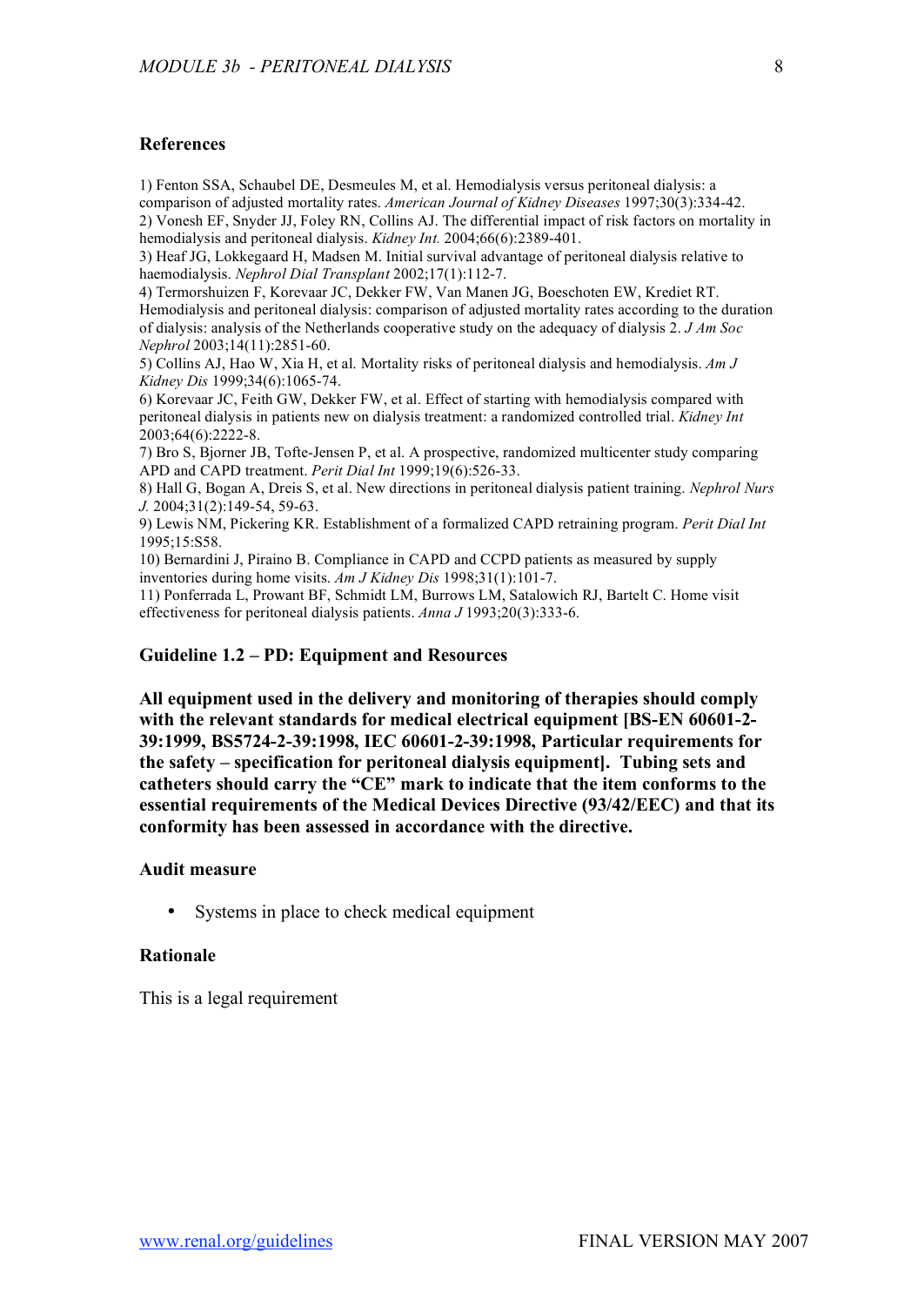### References

1) Fenton SSA, Schaubel DE, Desmeules M, et al. Hemodialysis versus peritoneal dialysis: a comparison of adjusted mortality rates. *American Journal of Kidney Diseases* 1997;30(3):334-42.
2) Vonesh EF, Snyder JJ, Foley RN, Collins AJ. The differential impact of risk factors on mortality in hemodialysis and peritoneal dialysis. *Kidney Int.* 2004;66(6):2389-401.
3) Heaf JG, Lokkegaard H, Madsen M. Initial survival advantage of peritoneal dialysis relative to haemodialysis. *Nephrol Dial Transplant* 2002;17(1):112-7.
4) Termorshuizen F, Korevaar JC, Dekker FW, Van Manen JG, Boeschoten EW, Krediet RT. Hemodialysis and peritoneal dialysis: comparison of adjusted mortality rates according to the duration of dialysis: analysis of the Netherlands cooperative study on the adequacy of dialysis 2. *J Am Soc Nephrol* 2003;14(11):2851-60.
5) Collins AJ, Hao W, Xia H, et al. Mortality risks of peritoneal dialysis and hemodialysis. *Am J Kidney Dis* 1999;34(6):1065-74.
6) Korevaar JC, Feith GW, Dekker FW, et al. Effect of starting with hemodialysis compared with peritoneal dialysis in patients new on dialysis treatment: a randomized controlled trial. *Kidney Int* 2003;64(6):2222-8.
7) Bro S, Bjorner JB, Tofte-Jensen P, et al. A prospective, randomized multicenter study comparing APD and CAPD treatment. *Perit Dial Int* 1999;19(6):526-33.
8) Hall G, Bogan A, Dreis S, et al. New directions in peritoneal dialysis patient training. *Nephrol Nurs J.* 2004;31(2):149-54, 59-63.
9) Lewis NM, Pickering KR. Establishment of a formalized CAPD retraining program. *Perit Dial Int* 1995;15:S58.
10) Bernardini J, Piraino B. Compliance in CAPD and CCPD patients as measured by supply inventories during home visits. *Am J Kidney Dis* 1998;31(1):101-7.
11) Ponferrada L, Prowant BF, Schmidt LM, Burrows LM, Satalowich RJ, Bartelt C. Home visit effectiveness for peritoneal dialysis patients. *Anna J* 1993;20(3):333-6.

### Guideline 1.2 – PD: Equipment and Resources

**All equipment used in the delivery and monitoring of therapies should comply with the relevant standards for medical electrical equipment [BS-EN 60601-2-39:1999, BS5724-2-39:1998, IEC 60601-2-39:1998, Particular requirements for the safety – specification for peritoneal dialysis equipment]. Tubing sets and catheters should carry the "CE" mark to indicate that the item conforms to the essential requirements of the Medical Devices Directive (93/42/EEC) and that its conformity has been assessed in accordance with the directive.**

#### Audit measure

- Systems in place to check medical equipment

#### Rationale

This is a legal requirement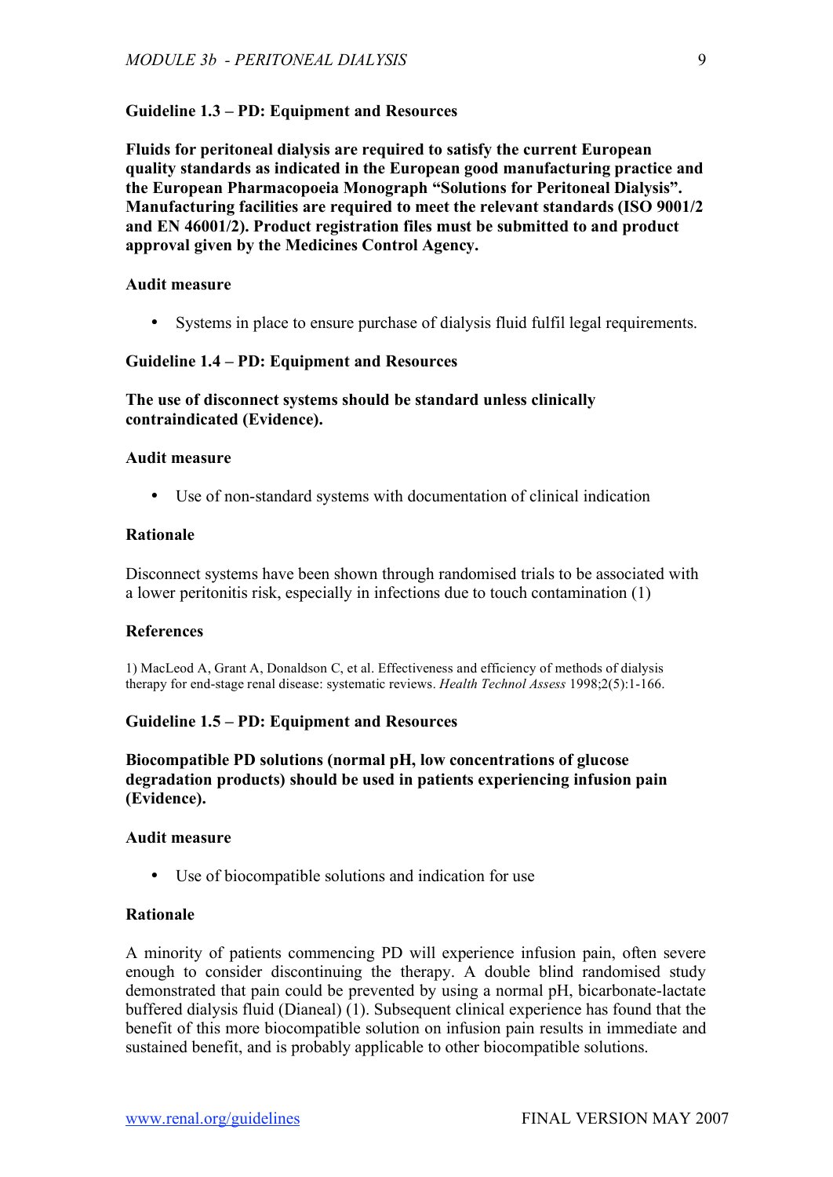### Guideline 1.3 – PD: Equipment and Resources

**Fluids for peritoneal dialysis are required to satisfy the current European quality standards as indicated in the European good manufacturing practice and the European Pharmacopoeia Monograph "Solutions for Peritoneal Dialysis". Manufacturing facilities are required to meet the relevant standards (ISO 9001/2 and EN 46001/2). Product registration files must be submitted to and product approval given by the Medicines Control Agency.**

#### Audit measure

- Systems in place to ensure purchase of dialysis fluid fulfil legal requirements.

### Guideline 1.4 – PD: Equipment and Resources

**The use of disconnect systems should be standard unless clinically contraindicated (Evidence).**

#### Audit measure

- Use of non-standard systems with documentation of clinical indication

#### Rationale

Disconnect systems have been shown through randomised trials to be associated with a lower peritonitis risk, especially in infections due to touch contamination (1)

#### References

1) MacLeod A, Grant A, Donaldson C, et al. Effectiveness and efficiency of methods of dialysis therapy for end-stage renal disease: systematic reviews. *Health Technol Assess* 1998;2(5):1-166.

### Guideline 1.5 – PD: Equipment and Resources

**Biocompatible PD solutions (normal pH, low concentrations of glucose degradation products) should be used in patients experiencing infusion pain (Evidence).**

#### Audit measure

- Use of biocompatible solutions and indication for use

#### Rationale

A minority of patients commencing PD will experience infusion pain, often severe enough to consider discontinuing the therapy. A double blind randomised study demonstrated that pain could be prevented by using a normal pH, bicarbonate-lactate buffered dialysis fluid (Dianeal) (1). Subsequent clinical experience has found that the benefit of this more biocompatible solution on infusion pain results in immediate and sustained benefit, and is probably applicable to other biocompatible solutions.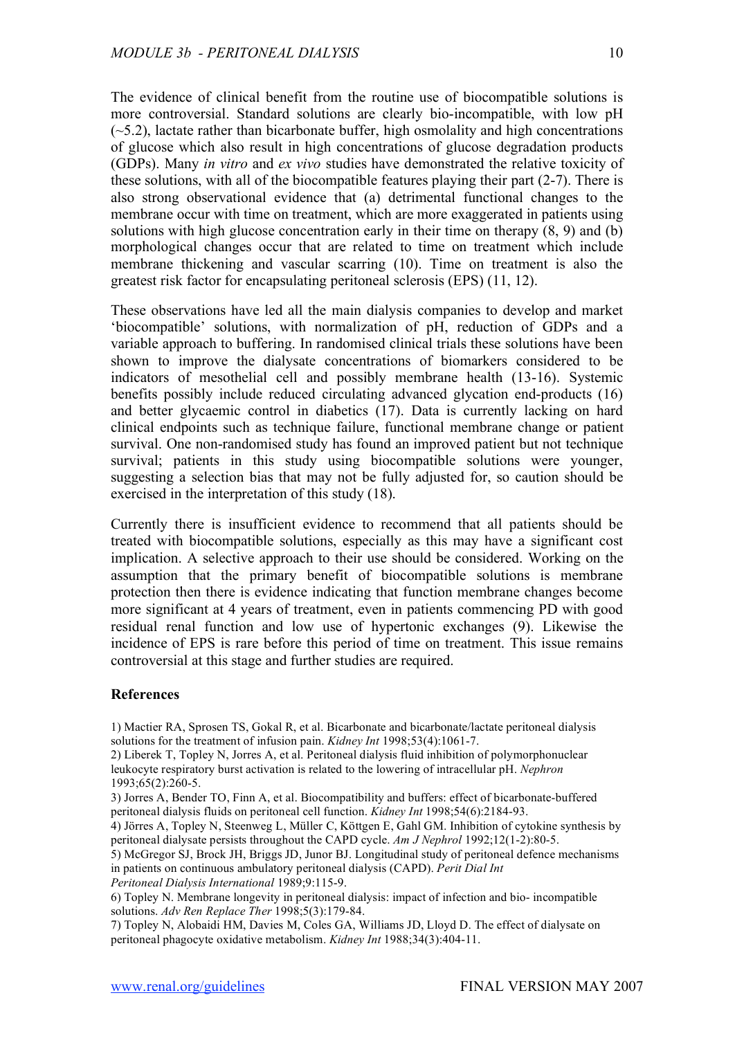The evidence of clinical benefit from the routine use of biocompatible solutions is more controversial. Standard solutions are clearly bio-incompatible, with low pH (~5.2), lactate rather than bicarbonate buffer, high osmolality and high concentrations of glucose which also result in high concentrations of glucose degradation products (GDPs). Many *in vitro* and *ex vivo* studies have demonstrated the relative toxicity of these solutions, with all of the biocompatible features playing their part (2-7). There is also strong observational evidence that (a) detrimental functional changes to the membrane occur with time on treatment, which are more exaggerated in patients using solutions with high glucose concentration early in their time on therapy (8, 9) and (b) morphological changes occur that are related to time on treatment which include membrane thickening and vascular scarring (10). Time on treatment is also the greatest risk factor for encapsulating peritoneal sclerosis (EPS) (11, 12).

These observations have led all the main dialysis companies to develop and market 'biocompatible' solutions, with normalization of pH, reduction of GDPs and a variable approach to buffering. In randomised clinical trials these solutions have been shown to improve the dialysate concentrations of biomarkers considered to be indicators of mesothelial cell and possibly membrane health (13-16). Systemic benefits possibly include reduced circulating advanced glycation end-products (16) and better glycaemic control in diabetics (17). Data is currently lacking on hard clinical endpoints such as technique failure, functional membrane change or patient survival. One non-randomised study has found an improved patient but not technique survival; patients in this study using biocompatible solutions were younger, suggesting a selection bias that may not be fully adjusted for, so caution should be exercised in the interpretation of this study (18).

Currently there is insufficient evidence to recommend that all patients should be treated with biocompatible solutions, especially as this may have a significant cost implication. A selective approach to their use should be considered. Working on the assumption that the primary benefit of biocompatible solutions is membrane protection then there is evidence indicating that function membrane changes become more significant at 4 years of treatment, even in patients commencing PD with good residual renal function and low use of hypertonic exchanges (9). Likewise the incidence of EPS is rare before this period of time on treatment. This issue remains controversial at this stage and further studies are required.

**References**

1) Mactier RA, Sprosen TS, Gokal R, et al. Bicarbonate and bicarbonate/lactate peritoneal dialysis solutions for the treatment of infusion pain. *Kidney Int* 1998;53(4):1061-7.
2) Liberek T, Topley N, Jorres A, et al. Peritoneal dialysis fluid inhibition of polymorphonuclear leukocyte respiratory burst activation is related to the lowering of intracellular pH. *Nephron* 1993;65(2):260-5.
3) Jorres A, Bender TO, Finn A, et al. Biocompatibility and buffers: effect of bicarbonate-buffered peritoneal dialysis fluids on peritoneal cell function. *Kidney Int* 1998;54(6):2184-93.
4) Jörres A, Topley N, Steenweg L, Müller C, Köttgen E, Gahl GM. Inhibition of cytokine synthesis by peritoneal dialysate persists throughout the CAPD cycle. *Am J Nephrol* 1992;12(1-2):80-5.
5) McGregor SJ, Brock JH, Briggs JD, Junor BJ. Longitudinal study of peritoneal defence mechanisms in patients on continuous ambulatory peritoneal dialysis (CAPD). *Perit Dial Int Peritoneal Dialysis International* 1989;9:115-9.
6) Topley N. Membrane longevity in peritoneal dialysis: impact of infection and bio- incompatible solutions. *Adv Ren Replace Ther* 1998;5(3):179-84.
7) Topley N, Alobaidi HM, Davies M, Coles GA, Williams JD, Lloyd D. The effect of dialysate on peritoneal phagocyte oxidative metabolism. *Kidney Int* 1988;34(3):404-11.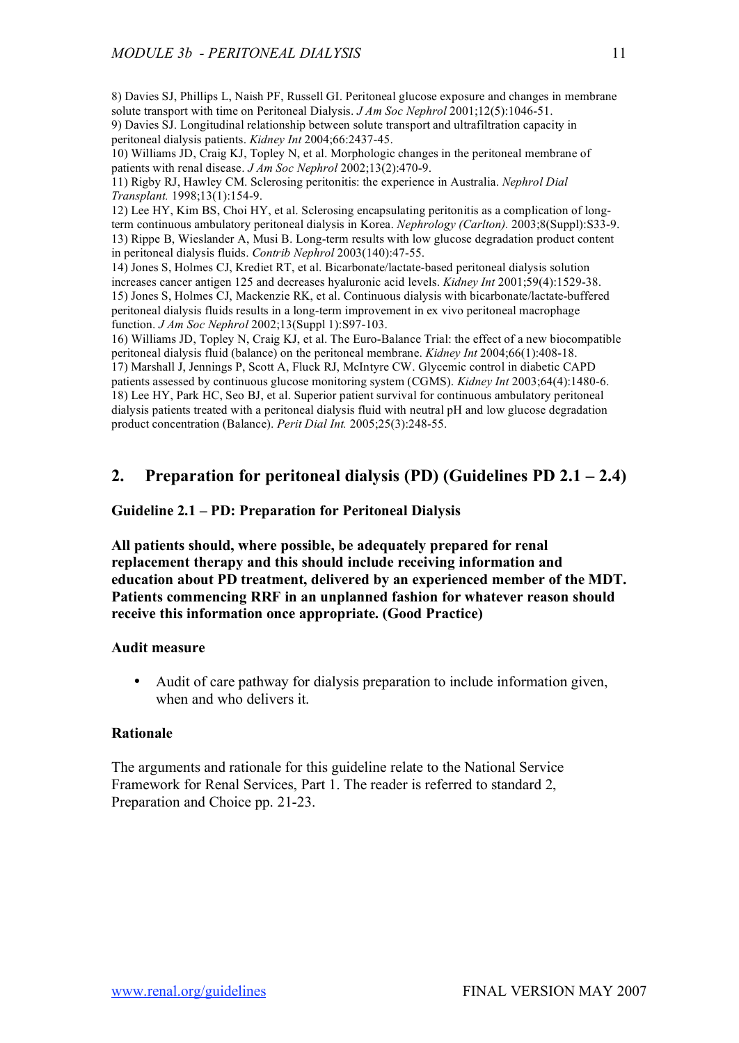8) Davies SJ, Phillips L, Naish PF, Russell GI. Peritoneal glucose exposure and changes in membrane solute transport with time on Peritoneal Dialysis. *J Am Soc Nephrol* 2001;12(5):1046-51.
9) Davies SJ. Longitudinal relationship between solute transport and ultrafiltration capacity in peritoneal dialysis patients. *Kidney Int* 2004;66:2437-45.
10) Williams JD, Craig KJ, Topley N, et al. Morphologic changes in the peritoneal membrane of patients with renal disease. *J Am Soc Nephrol* 2002;13(2):470-9.
11) Rigby RJ, Hawley CM. Sclerosing peritonitis: the experience in Australia. *Nephrol Dial Transplant.* 1998;13(1):154-9.
12) Lee HY, Kim BS, Choi HY, et al. Sclerosing encapsulating peritonitis as a complication of long-term continuous ambulatory peritoneal dialysis in Korea. *Nephrology (Carlton).* 2003;8(Suppl):S33-9.
13) Rippe B, Wieslander A, Musi B. Long-term results with low glucose degradation product content in peritoneal dialysis fluids. *Contrib Nephrol* 2003(140):47-55.
14) Jones S, Holmes CJ, Krediet RT, et al. Bicarbonate/lactate-based peritoneal dialysis solution increases cancer antigen 125 and decreases hyaluronic acid levels. *Kidney Int* 2001;59(4):1529-38.
15) Jones S, Holmes CJ, Mackenzie RK, et al. Continuous dialysis with bicarbonate/lactate-buffered peritoneal dialysis fluids results in a long-term improvement in ex vivo peritoneal macrophage function. *J Am Soc Nephrol* 2002;13(Suppl 1):S97-103.
16) Williams JD, Topley N, Craig KJ, et al. The Euro-Balance Trial: the effect of a new biocompatible peritoneal dialysis fluid (balance) on the peritoneal membrane. *Kidney Int* 2004;66(1):408-18.
17) Marshall J, Jennings P, Scott A, Fluck RJ, McIntyre CW. Glycemic control in diabetic CAPD patients assessed by continuous glucose monitoring system (CGMS). *Kidney Int* 2003;64(4):1480-6.
18) Lee HY, Park HC, Seo BJ, et al. Superior patient survival for continuous ambulatory peritoneal dialysis patients treated with a peritoneal dialysis fluid with neutral pH and low glucose degradation product concentration (Balance). *Perit Dial Int.* 2005;25(3):248-55.

## 2. Preparation for peritoneal dialysis (PD) (Guidelines PD 2.1 – 2.4)

### Guideline 2.1 – PD: Preparation for Peritoneal Dialysis

**All patients should, where possible, be adequately prepared for renal replacement therapy and this should include receiving information and education about PD treatment, delivered by an experienced member of the MDT. Patients commencing RRF in an unplanned fashion for whatever reason should receive this information once appropriate. (Good Practice)**

#### Audit measure

- Audit of care pathway for dialysis preparation to include information given, when and who delivers it.

#### Rationale

The arguments and rationale for this guideline relate to the National Service Framework for Renal Services, Part 1. The reader is referred to standard 2, Preparation and Choice pp. 21-23.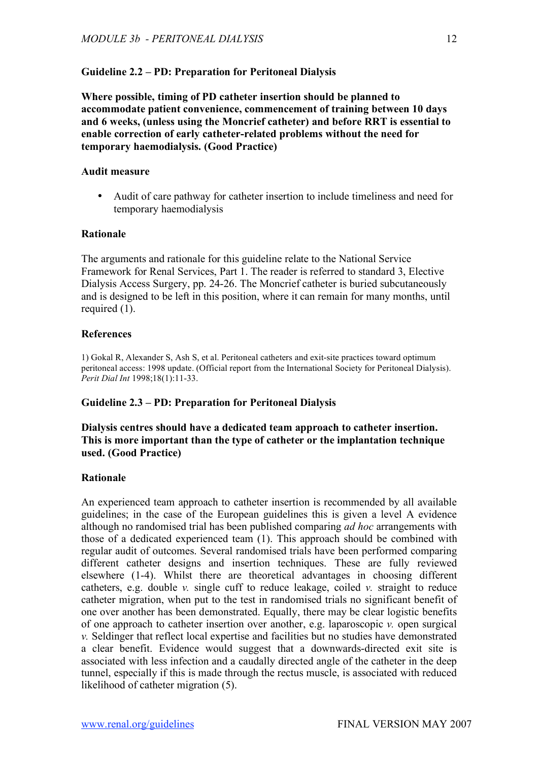### Guideline 2.2 – PD: Preparation for Peritoneal Dialysis

**Where possible, timing of PD catheter insertion should be planned to accommodate patient convenience, commencement of training between 10 days and 6 weeks, (unless using the Moncrief catheter) and before RRT is essential to enable correction of early catheter-related problems without the need for temporary haemodialysis. (Good Practice)**

#### Audit measure

- Audit of care pathway for catheter insertion to include timeliness and need for temporary haemodialysis

#### Rationale

The arguments and rationale for this guideline relate to the National Service Framework for Renal Services, Part 1. The reader is referred to standard 3, Elective Dialysis Access Surgery, pp. 24-26. The Moncrief catheter is buried subcutaneously and is designed to be left in this position, where it can remain for many months, until required (1).

#### References

1) Gokal R, Alexander S, Ash S, et al. Peritoneal catheters and exit-site practices toward optimum peritoneal access: 1998 update. (Official report from the International Society for Peritoneal Dialysis). *Perit Dial Int* 1998;18(1):11-33.

### Guideline 2.3 – PD: Preparation for Peritoneal Dialysis

**Dialysis centres should have a dedicated team approach to catheter insertion. This is more important than the type of catheter or the implantation technique used. (Good Practice)**

#### Rationale

An experienced team approach to catheter insertion is recommended by all available guidelines; in the case of the European guidelines this is given a level A evidence although no randomised trial has been published comparing *ad hoc* arrangements with those of a dedicated experienced team (1). This approach should be combined with regular audit of outcomes. Several randomised trials have been performed comparing different catheter designs and insertion techniques. These are fully reviewed elsewhere (1-4). Whilst there are theoretical advantages in choosing different catheters, e.g. double *v.* single cuff to reduce leakage, coiled *v.* straight to reduce catheter migration, when put to the test in randomised trials no significant benefit of one over another has been demonstrated. Equally, there may be clear logistic benefits of one approach to catheter insertion over another, e.g. laparoscopic *v.* open surgical *v.* Seldinger that reflect local expertise and facilities but no studies have demonstrated a clear benefit. Evidence would suggest that a downwards-directed exit site is associated with less infection and a caudally directed angle of the catheter in the deep tunnel, especially if this is made through the rectus muscle, is associated with reduced likelihood of catheter migration (5).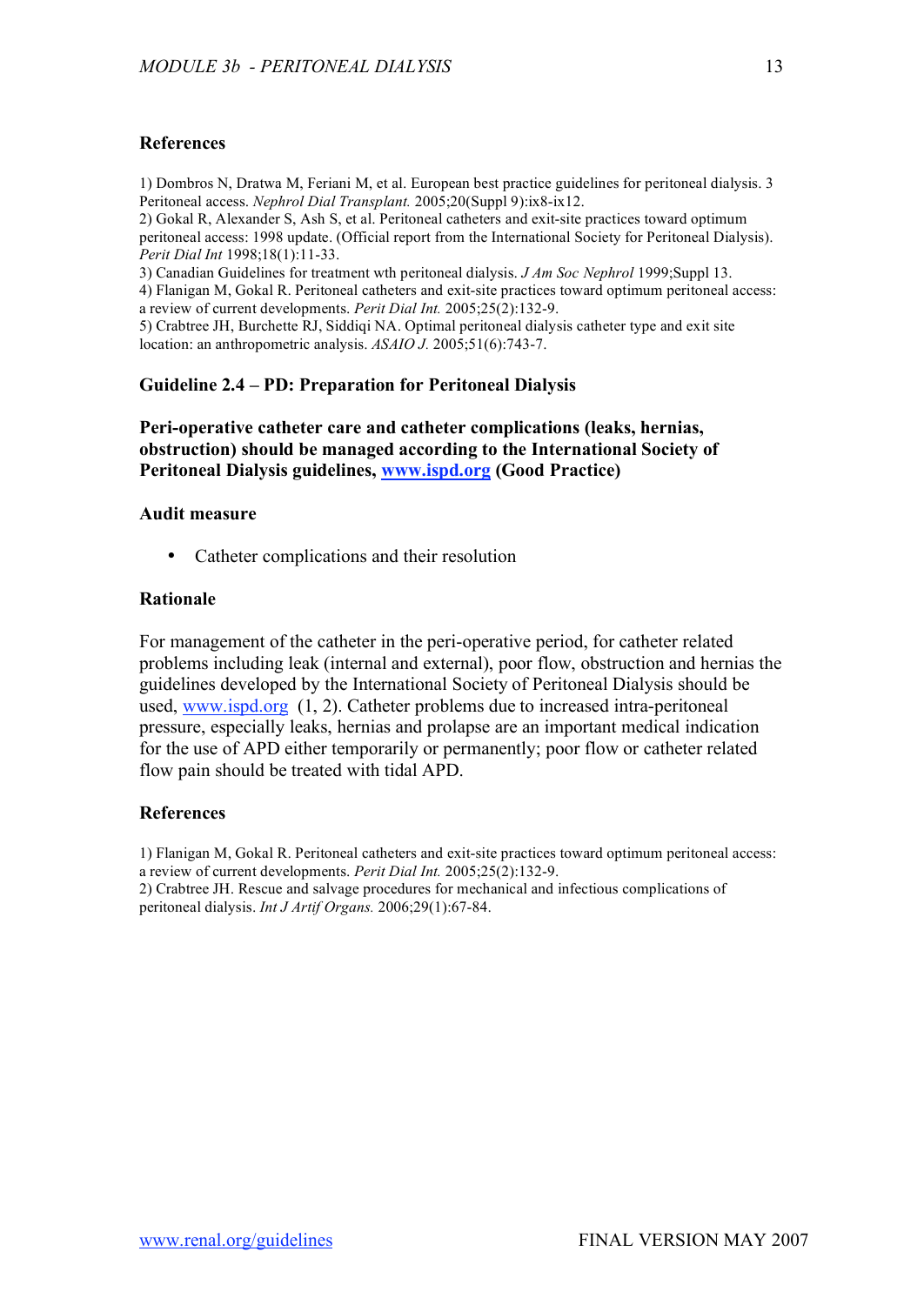### References

1) Dombros N, Dratwa M, Feriani M, et al. European best practice guidelines for peritoneal dialysis. 3 Peritoneal access. *Nephrol Dial Transplant.* 2005;20(Suppl 9):ix8-ix12.
2) Gokal R, Alexander S, Ash S, et al. Peritoneal catheters and exit-site practices toward optimum peritoneal access: 1998 update. (Official report from the International Society for Peritoneal Dialysis). *Perit Dial Int* 1998;18(1):11-33.
3) Canadian Guidelines for treatment wth peritoneal dialysis. *J Am Soc Nephrol* 1999;Suppl 13.
4) Flanigan M, Gokal R. Peritoneal catheters and exit-site practices toward optimum peritoneal access: a review of current developments. *Perit Dial Int.* 2005;25(2):132-9.
5) Crabtree JH, Burchette RJ, Siddiqi NA. Optimal peritoneal dialysis catheter type and exit site location: an anthropometric analysis. *ASAIO J.* 2005;51(6):743-7.

## Guideline 2.4 – PD: Preparation for Peritoneal Dialysis

**Peri-operative catheter care and catheter complications (leaks, hernias, obstruction) should be managed according to the International Society of Peritoneal Dialysis guidelines, www.ispd.org (Good Practice)**

### Audit measure

- Catheter complications and their resolution

### Rationale

For management of the catheter in the peri-operative period, for catheter related problems including leak (internal and external), poor flow, obstruction and hernias the guidelines developed by the International Society of Peritoneal Dialysis should be used, www.ispd.org (1, 2). Catheter problems due to increased intra-peritoneal pressure, especially leaks, hernias and prolapse are an important medical indication for the use of APD either temporarily or permanently; poor flow or catheter related flow pain should be treated with tidal APD.

### References

1) Flanigan M, Gokal R. Peritoneal catheters and exit-site practices toward optimum peritoneal access: a review of current developments. *Perit Dial Int.* 2005;25(2):132-9.
2) Crabtree JH. Rescue and salvage procedures for mechanical and infectious complications of peritoneal dialysis. *Int J Artif Organs.* 2006;29(1):67-84.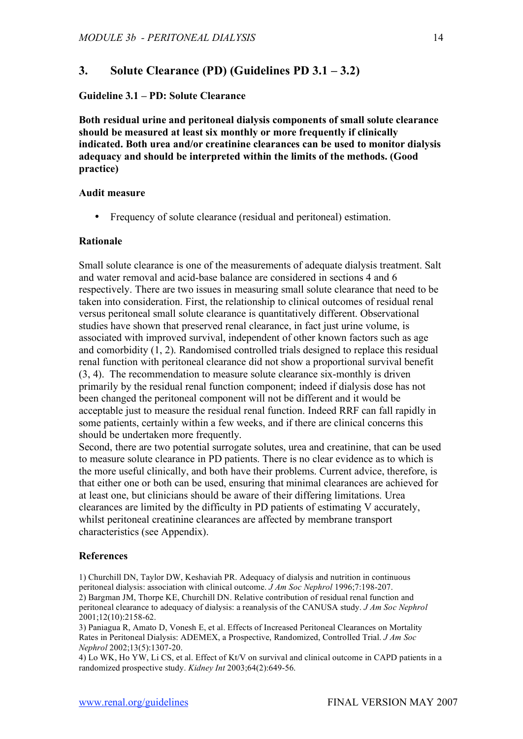## 3. Solute Clearance (PD) (Guidelines PD 3.1 – 3.2)

**Guideline 3.1 – PD: Solute Clearance**

**Both residual urine and peritoneal dialysis components of small solute clearance should be measured at least six monthly or more frequently if clinically indicated. Both urea and/or creatinine clearances can be used to monitor dialysis adequacy and should be interpreted within the limits of the methods. (Good practice)**

**Audit measure**

- Frequency of solute clearance (residual and peritoneal) estimation.

**Rationale**

Small solute clearance is one of the measurements of adequate dialysis treatment. Salt and water removal and acid-base balance are considered in sections 4 and 6 respectively. There are two issues in measuring small solute clearance that need to be taken into consideration. First, the relationship to clinical outcomes of residual renal versus peritoneal small solute clearance is quantitatively different. Observational studies have shown that preserved renal clearance, in fact just urine volume, is associated with improved survival, independent of other known factors such as age and comorbidity (1, 2). Randomised controlled trials designed to replace this residual renal function with peritoneal clearance did not show a proportional survival benefit (3, 4). The recommendation to measure solute clearance six-monthly is driven primarily by the residual renal function component; indeed if dialysis dose has not been changed the peritoneal component will not be different and it would be acceptable just to measure the residual renal function. Indeed RRF can fall rapidly in some patients, certainly within a few weeks, and if there are clinical concerns this should be undertaken more frequently.

Second, there are two potential surrogate solutes, urea and creatinine, that can be used to measure solute clearance in PD patients. There is no clear evidence as to which is the more useful clinically, and both have their problems. Current advice, therefore, is that either one or both can be used, ensuring that minimal clearances are achieved for at least one, but clinicians should be aware of their differing limitations. Urea clearances are limited by the difficulty in PD patients of estimating V accurately, whilst peritoneal creatinine clearances are affected by membrane transport characteristics (see Appendix).

**References**

1) Churchill DN, Taylor DW, Keshaviah PR. Adequacy of dialysis and nutrition in continuous peritoneal dialysis: association with clinical outcome. *J Am Soc Nephrol* 1996;7:198-207.

2) Bargman JM, Thorpe KE, Churchill DN. Relative contribution of residual renal function and peritoneal clearance to adequacy of dialysis: a reanalysis of the CANUSA study. *J Am Soc Nephrol* 2001;12(10):2158-62.

3) Paniagua R, Amato D, Vonesh E, et al. Effects of Increased Peritoneal Clearances on Mortality Rates in Peritoneal Dialysis: ADEMEX, a Prospective, Randomized, Controlled Trial. *J Am Soc Nephrol* 2002;13(5):1307-20.

4) Lo WK, Ho YW, Li CS, et al. Effect of Kt/V on survival and clinical outcome in CAPD patients in a randomized prospective study. *Kidney Int* 2003;64(2):649-56.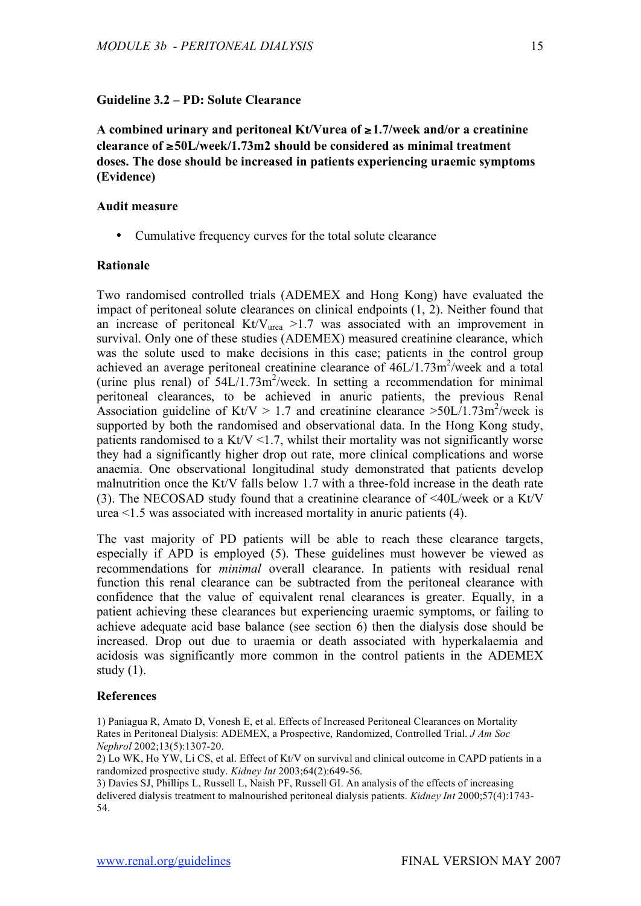### Guideline 3.2 – PD: Solute Clearance

**A combined urinary and peritoneal Kt/Vurea of ≥1.7/week and/or a creatinine clearance of ≥50L/week/1.73m2 should be considered as minimal treatment doses. The dose should be increased in patients experiencing uraemic symptoms (Evidence)**

#### Audit measure

- Cumulative frequency curves for the total solute clearance

#### Rationale

Two randomised controlled trials (ADEMEX and Hong Kong) have evaluated the impact of peritoneal solute clearances on clinical endpoints (1, 2). Neither found that an increase of peritoneal $Kt/V_{urea}$ >1.7 was associated with an improvement in survival. Only one of these studies (ADEMEX) measured creatinine clearance, which was the solute used to make decisions in this case; patients in the control group achieved an average peritoneal creatinine clearance of $46L/1.73m^2$/week and a total (urine plus renal) of $54L/1.73m^2$/week. In setting a recommendation for minimal peritoneal clearances, to be achieved in anuric patients, the previous Renal Association guideline of Kt/V > 1.7 and creatinine clearance >$50L/1.73m^2$/week is supported by both the randomised and observational data. In the Hong Kong study, patients randomised to a Kt/V <1.7, whilst their mortality was not significantly worse they had a significantly higher drop out rate, more clinical complications and worse anaemia. One observational longitudinal study demonstrated that patients develop malnutrition once the Kt/V falls below 1.7 with a three-fold increase in the death rate (3). The NECOSAD study found that a creatinine clearance of <40L/week or a Kt/V urea <1.5 was associated with increased mortality in anuric patients (4).

The vast majority of PD patients will be able to reach these clearance targets, especially if APD is employed (5). These guidelines must however be viewed as recommendations for *minimal* overall clearance. In patients with residual renal function this renal clearance can be subtracted from the peritoneal clearance with confidence that the value of equivalent renal clearances is greater. Equally, in a patient achieving these clearances but experiencing uraemic symptoms, or failing to achieve adequate acid base balance (see section 6) then the dialysis dose should be increased. Drop out due to uraemia or death associated with hyperkalaemia and acidosis was significantly more common in the control patients in the ADEMEX study (1).

#### References

1) Paniagua R, Amato D, Vonesh E, et al. Effects of Increased Peritoneal Clearances on Mortality Rates in Peritoneal Dialysis: ADEMEX, a Prospective, Randomized, Controlled Trial. *J Am Soc Nephrol* 2002;13(5):1307-20.

2) Lo WK, Ho YW, Li CS, et al. Effect of Kt/V on survival and clinical outcome in CAPD patients in a randomized prospective study. *Kidney Int* 2003;64(2):649-56.

3) Davies SJ, Phillips L, Russell L, Naish PF, Russell GI. An analysis of the effects of increasing delivered dialysis treatment to malnourished peritoneal dialysis patients. *Kidney Int* 2000;57(4):1743-54.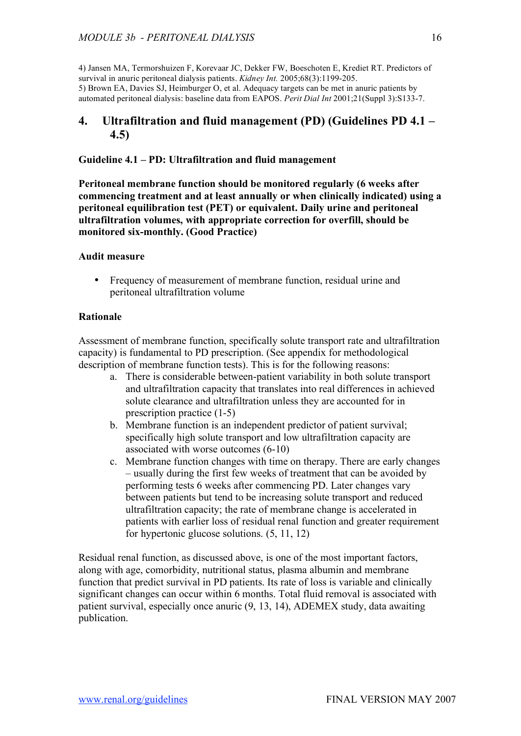4) Jansen MA, Termorshuizen F, Korevaar JC, Dekker FW, Boeschoten E, Krediet RT. Predictors of survival in anuric peritoneal dialysis patients. *Kidney Int.* 2005;68(3):1199-205.
5) Brown EA, Davies SJ, Heimburger O, et al. Adequacy targets can be met in anuric patients by automated peritoneal dialysis: baseline data from EAPOS. *Perit Dial Int* 2001;21(Suppl 3):S133-7.

## 4. Ultrafiltration and fluid management (PD) (Guidelines PD 4.1 – 4.5)

### Guideline 4.1 – PD: Ultrafiltration and fluid management

**Peritoneal membrane function should be monitored regularly (6 weeks after commencing treatment and at least annually or when clinically indicated) using a peritoneal equilibration test (PET) or equivalent. Daily urine and peritoneal ultrafiltration volumes, with appropriate correction for overfill, should be monitored six-monthly. (Good Practice)**

#### Audit measure

- Frequency of measurement of membrane function, residual urine and peritoneal ultrafiltration volume

#### Rationale

Assessment of membrane function, specifically solute transport rate and ultrafiltration capacity) is fundamental to PD prescription. (See appendix for methodological description of membrane function tests). This is for the following reasons:

a. There is considerable between-patient variability in both solute transport and ultrafiltration capacity that translates into real differences in achieved solute clearance and ultrafiltration unless they are accounted for in prescription practice (1-5)
b. Membrane function is an independent predictor of patient survival; specifically high solute transport and low ultrafiltration capacity are associated with worse outcomes (6-10)
c. Membrane function changes with time on therapy. There are early changes – usually during the first few weeks of treatment that can be avoided by performing tests 6 weeks after commencing PD. Later changes vary between patients but tend to be increasing solute transport and reduced ultrafiltration capacity; the rate of membrane change is accelerated in patients with earlier loss of residual renal function and greater requirement for hypertonic glucose solutions. (5, 11, 12)

Residual renal function, as discussed above, is one of the most important factors, along with age, comorbidity, nutritional status, plasma albumin and membrane function that predict survival in PD patients. Its rate of loss is variable and clinically significant changes can occur within 6 months. Total fluid removal is associated with patient survival, especially once anuric (9, 13, 14), ADEMEX study, data awaiting publication.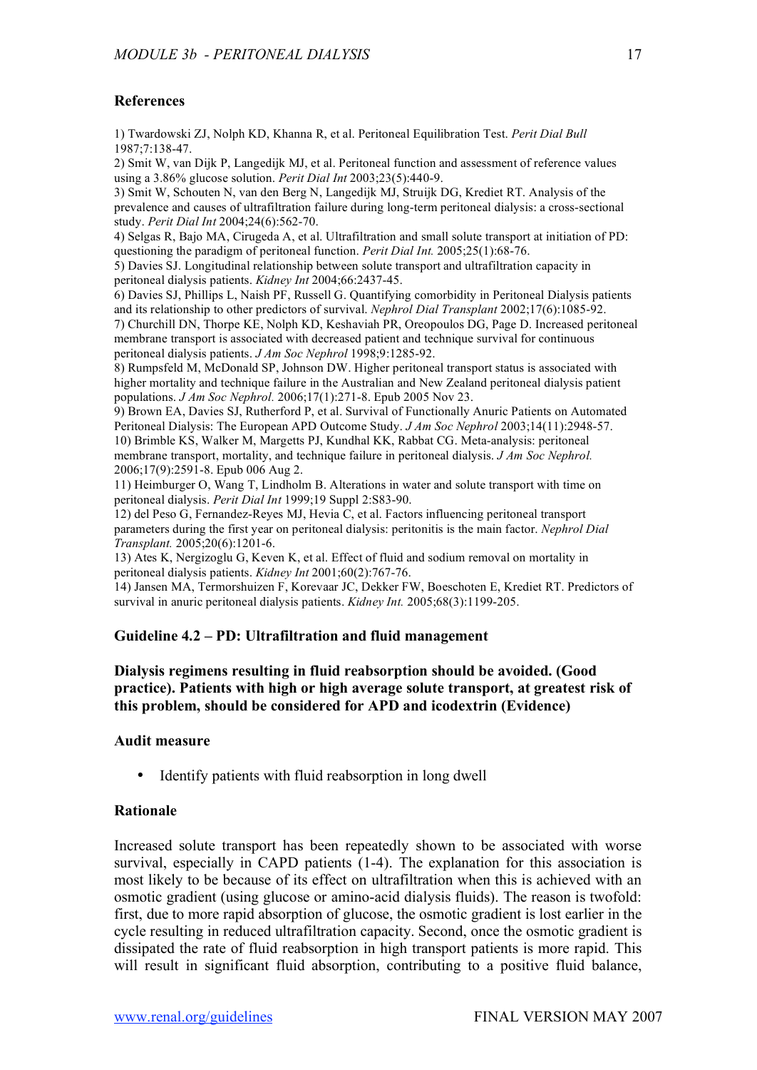### References

1) Twardowski ZJ, Nolph KD, Khanna R, et al. Peritoneal Equilibration Test. *Perit Dial Bull* 1987;7:138-47.
2) Smit W, van Dijk P, Langedijk MJ, et al. Peritoneal function and assessment of reference values using a 3.86% glucose solution. *Perit Dial Int* 2003;23(5):440-9.
3) Smit W, Schouten N, van den Berg N, Langedijk MJ, Struijk DG, Krediet RT. Analysis of the prevalence and causes of ultrafiltration failure during long-term peritoneal dialysis: a cross-sectional study. *Perit Dial Int* 2004;24(6):562-70.
4) Selgas R, Bajo MA, Cirugeda A, et al. Ultrafiltration and small solute transport at initiation of PD: questioning the paradigm of peritoneal function. *Perit Dial Int.* 2005;25(1):68-76.
5) Davies SJ. Longitudinal relationship between solute transport and ultrafiltration capacity in peritoneal dialysis patients. *Kidney Int* 2004;66:2437-45.
6) Davies SJ, Phillips L, Naish PF, Russell G. Quantifying comorbidity in Peritoneal Dialysis patients and its relationship to other predictors of survival. *Nephrol Dial Transplant* 2002;17(6):1085-92.
7) Churchill DN, Thorpe KE, Nolph KD, Keshaviah PR, Oreopoulos DG, Page D. Increased peritoneal membrane transport is associated with decreased patient and technique survival for continuous peritoneal dialysis patients. *J Am Soc Nephrol* 1998;9:1285-92.
8) Rumpsfeld M, McDonald SP, Johnson DW. Higher peritoneal transport status is associated with higher mortality and technique failure in the Australian and New Zealand peritoneal dialysis patient populations. *J Am Soc Nephrol.* 2006;17(1):271-8. Epub 2005 Nov 23.
9) Brown EA, Davies SJ, Rutherford P, et al. Survival of Functionally Anuric Patients on Automated Peritoneal Dialysis: The European APD Outcome Study. *J Am Soc Nephrol* 2003;14(11):2948-57.
10) Brimble KS, Walker M, Margetts PJ, Kundhal KK, Rabbat CG. Meta-analysis: peritoneal membrane transport, mortality, and technique failure in peritoneal dialysis. *J Am Soc Nephrol.* 2006;17(9):2591-8. Epub 006 Aug 2.
11) Heimburger O, Wang T, Lindholm B. Alterations in water and solute transport with time on peritoneal dialysis. *Perit Dial Int* 1999;19 Suppl 2:S83-90.
12) del Peso G, Fernandez-Reyes MJ, Hevia C, et al. Factors influencing peritoneal transport parameters during the first year on peritoneal dialysis: peritonitis is the main factor. *Nephrol Dial Transplant.* 2005;20(6):1201-6.
13) Ates K, Nergizoglu G, Keven K, et al. Effect of fluid and sodium removal on mortality in peritoneal dialysis patients. *Kidney Int* 2001;60(2):767-76.
14) Jansen MA, Termorshuizen F, Korevaar JC, Dekker FW, Boeschoten E, Krediet RT. Predictors of survival in anuric peritoneal dialysis patients. *Kidney Int.* 2005;68(3):1199-205.

### Guideline 4.2 – PD: Ultrafiltration and fluid management

**Dialysis regimens resulting in fluid reabsorption should be avoided. (Good practice). Patients with high or high average solute transport, at greatest risk of this problem, should be considered for APD and icodextrin (Evidence)**

#### Audit measure

- Identify patients with fluid reabsorption in long dwell

#### Rationale

Increased solute transport has been repeatedly shown to be associated with worse survival, especially in CAPD patients (1-4). The explanation for this association is most likely to be because of its effect on ultrafiltration when this is achieved with an osmotic gradient (using glucose or amino-acid dialysis fluids). The reason is twofold: first, due to more rapid absorption of glucose, the osmotic gradient is lost earlier in the cycle resulting in reduced ultrafiltration capacity. Second, once the osmotic gradient is dissipated the rate of fluid reabsorption in high transport patients is more rapid. This will result in significant fluid absorption, contributing to a positive fluid balance,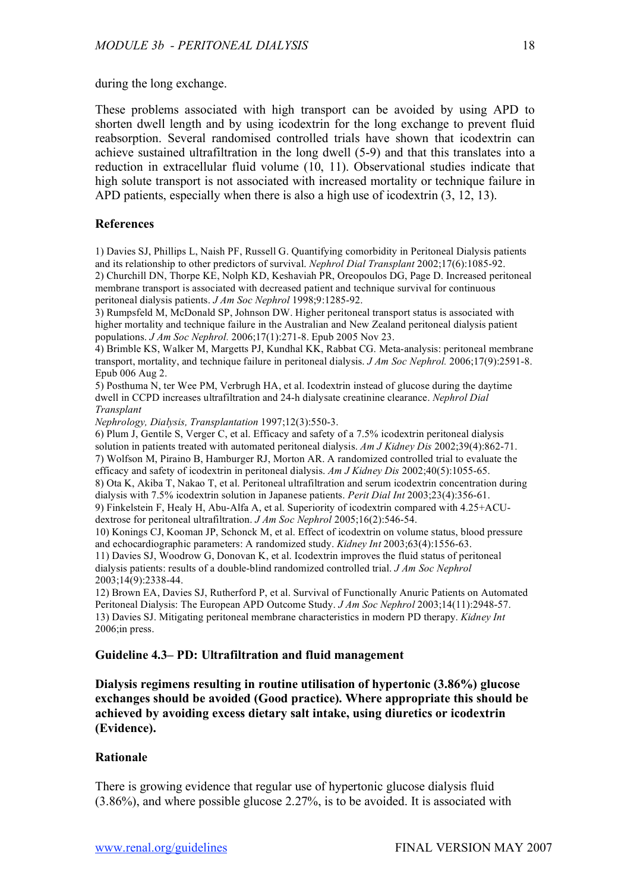during the long exchange.

These problems associated with high transport can be avoided by using APD to shorten dwell length and by using icodextrin for the long exchange to prevent fluid reabsorption. Several randomised controlled trials have shown that icodextrin can achieve sustained ultrafiltration in the long dwell (5-9) and that this translates into a reduction in extracellular fluid volume (10, 11). Observational studies indicate that high solute transport is not associated with increased mortality or technique failure in APD patients, especially when there is also a high use of icodextrin (3, 12, 13).

### References

1) Davies SJ, Phillips L, Naish PF, Russell G. Quantifying comorbidity in Peritoneal Dialysis patients and its relationship to other predictors of survival. *Nephrol Dial Transplant* 2002;17(6):1085-92.
2) Churchill DN, Thorpe KE, Nolph KD, Keshaviah PR, Oreopoulos DG, Page D. Increased peritoneal membrane transport is associated with decreased patient and technique survival for continuous peritoneal dialysis patients. *J Am Soc Nephrol* 1998;9:1285-92.
3) Rumpsfeld M, McDonald SP, Johnson DW. Higher peritoneal transport status is associated with higher mortality and technique failure in the Australian and New Zealand peritoneal dialysis patient populations. *J Am Soc Nephrol.* 2006;17(1):271-8. Epub 2005 Nov 23.
4) Brimble KS, Walker M, Margetts PJ, Kundhal KK, Rabbat CG. Meta-analysis: peritoneal membrane transport, mortality, and technique failure in peritoneal dialysis. *J Am Soc Nephrol.* 2006;17(9):2591-8. Epub 006 Aug 2.
5) Posthuma N, ter Wee PM, Verbrugh HA, et al. Icodextrin instead of glucose during the daytime dwell in CCPD increases ultrafiltration and 24-h dialysate creatinine clearance. *Nephrol Dial Transplant*
*Nephrology, Dialysis, Transplantation* 1997;12(3):550-3.
6) Plum J, Gentile S, Verger C, et al. Efficacy and safety of a 7.5% icodextrin peritoneal dialysis solution in patients treated with automated peritoneal dialysis. *Am J Kidney Dis* 2002;39(4):862-71.
7) Wolfson M, Piraino B, Hamburger RJ, Morton AR. A randomized controlled trial to evaluate the efficacy and safety of icodextrin in peritoneal dialysis. *Am J Kidney Dis* 2002;40(5):1055-65.
8) Ota K, Akiba T, Nakao T, et al. Peritoneal ultrafiltration and serum icodextrin concentration during dialysis with 7.5% icodextrin solution in Japanese patients. *Perit Dial Int* 2003;23(4):356-61.
9) Finkelstein F, Healy H, Abu-Alfa A, et al. Superiority of icodextrin compared with 4.25+ACU-dextrose for peritoneal ultrafiltration. *J Am Soc Nephrol* 2005;16(2):546-54.
10) Konings CJ, Kooman JP, Schonck M, et al. Effect of icodextrin on volume status, blood pressure and echocardiographic parameters: A randomized study. *Kidney Int* 2003;63(4):1556-63.
11) Davies SJ, Woodrow G, Donovan K, et al. Icodextrin improves the fluid status of peritoneal dialysis patients: results of a double-blind randomized controlled trial. *J Am Soc Nephrol* 2003;14(9):2338-44.
12) Brown EA, Davies SJ, Rutherford P, et al. Survival of Functionally Anuric Patients on Automated Peritoneal Dialysis: The European APD Outcome Study. *J Am Soc Nephrol* 2003;14(11):2948-57.
13) Davies SJ. Mitigating peritoneal membrane characteristics in modern PD therapy. *Kidney Int* 2006;in press.

### Guideline 4.3– PD: Ultrafiltration and fluid management

**Dialysis regimens resulting in routine utilisation of hypertonic (3.86%) glucose exchanges should be avoided (Good practice). Where appropriate this should be achieved by avoiding excess dietary salt intake, using diuretics or icodextrin (Evidence).**

### Rationale

There is growing evidence that regular use of hypertonic glucose dialysis fluid (3.86%), and where possible glucose 2.27%, is to be avoided. It is associated with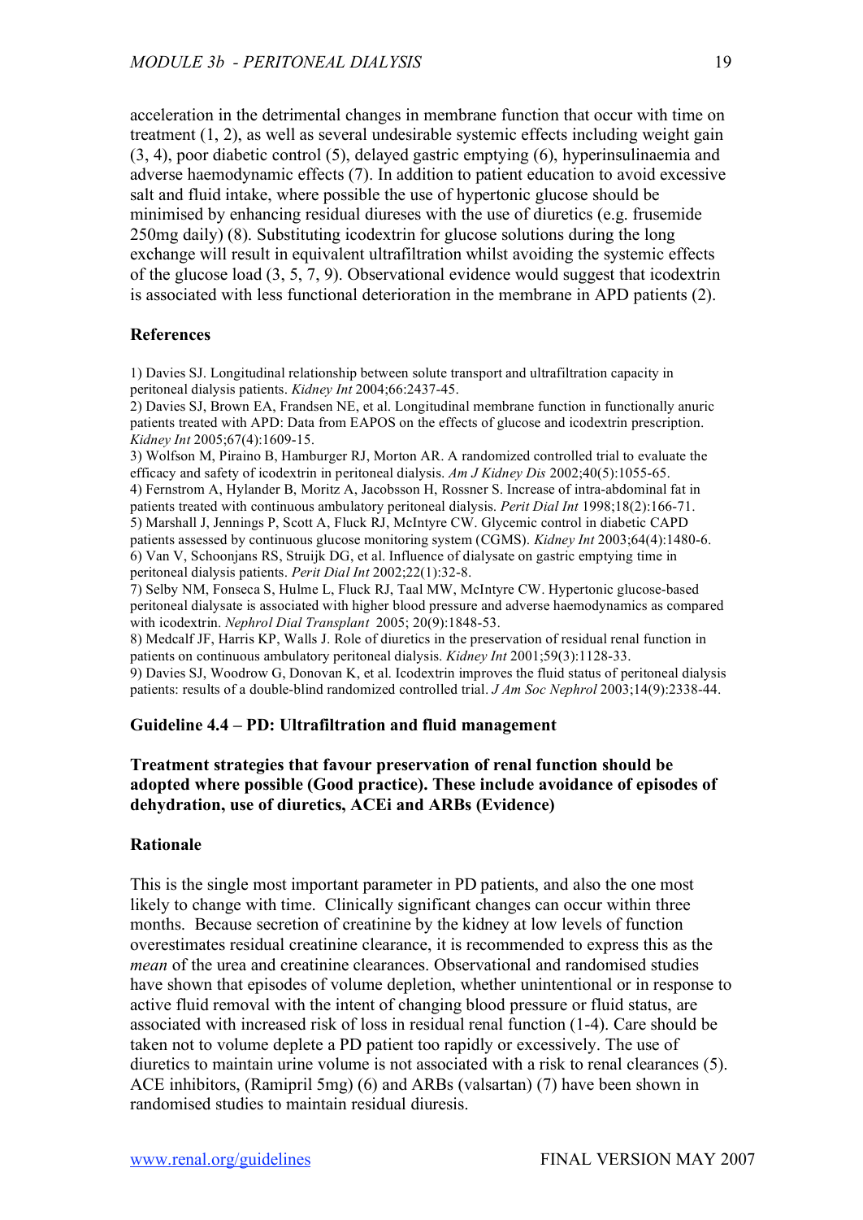acceleration in the detrimental changes in membrane function that occur with time on treatment (1, 2), as well as several undesirable systemic effects including weight gain (3, 4), poor diabetic control (5), delayed gastric emptying (6), hyperinsulinaemia and adverse haemodynamic effects (7). In addition to patient education to avoid excessive salt and fluid intake, where possible the use of hypertonic glucose should be minimised by enhancing residual diureses with the use of diuretics (e.g. frusemide 250mg daily) (8). Substituting icodextrin for glucose solutions during the long exchange will result in equivalent ultrafiltration whilst avoiding the systemic effects of the glucose load (3, 5, 7, 9). Observational evidence would suggest that icodextrin is associated with less functional deterioration in the membrane in APD patients (2).

#### References

1) Davies SJ. Longitudinal relationship between solute transport and ultrafiltration capacity in peritoneal dialysis patients. *Kidney Int* 2004;66:2437-45.
2) Davies SJ, Brown EA, Frandsen NE, et al. Longitudinal membrane function in functionally anuric patients treated with APD: Data from EAPOS on the effects of glucose and icodextrin prescription. *Kidney Int* 2005;67(4):1609-15.
3) Wolfson M, Piraino B, Hamburger RJ, Morton AR. A randomized controlled trial to evaluate the efficacy and safety of icodextrin in peritoneal dialysis. *Am J Kidney Dis* 2002;40(5):1055-65.
4) Fernstrom A, Hylander B, Moritz A, Jacobsson H, Rossner S. Increase of intra-abdominal fat in patients treated with continuous ambulatory peritoneal dialysis. *Perit Dial Int* 1998;18(2):166-71.
5) Marshall J, Jennings P, Scott A, Fluck RJ, McIntyre CW. Glycemic control in diabetic CAPD patients assessed by continuous glucose monitoring system (CGMS). *Kidney Int* 2003;64(4):1480-6.
6) Van V, Schoonjans RS, Struijk DG, et al. Influence of dialysate on gastric emptying time in peritoneal dialysis patients. *Perit Dial Int* 2002;22(1):32-8.
7) Selby NM, Fonseca S, Hulme L, Fluck RJ, Taal MW, McIntyre CW. Hypertonic glucose-based peritoneal dialysate is associated with higher blood pressure and adverse haemodynamics as compared with icodextrin. *Nephrol Dial Transplant* 2005; 20(9):1848-53.
8) Medcalf JF, Harris KP, Walls J. Role of diuretics in the preservation of residual renal function in patients on continuous ambulatory peritoneal dialysis. *Kidney Int* 2001;59(3):1128-33.
9) Davies SJ, Woodrow G, Donovan K, et al. Icodextrin improves the fluid status of peritoneal dialysis patients: results of a double-blind randomized controlled trial. *J Am Soc Nephrol* 2003;14(9):2338-44.

### Guideline 4.4 – PD: Ultrafiltration and fluid management

**Treatment strategies that favour preservation of renal function should be adopted where possible (Good practice). These include avoidance of episodes of dehydration, use of diuretics, ACEi and ARBs (Evidence)**

#### Rationale

This is the single most important parameter in PD patients, and also the one most likely to change with time. Clinically significant changes can occur within three months. Because secretion of creatinine by the kidney at low levels of function overestimates residual creatinine clearance, it is recommended to express this as the *mean* of the urea and creatinine clearances. Observational and randomised studies have shown that episodes of volume depletion, whether unintentional or in response to active fluid removal with the intent of changing blood pressure or fluid status, are associated with increased risk of loss in residual renal function (1-4). Care should be taken not to volume deplete a PD patient too rapidly or excessively. The use of diuretics to maintain urine volume is not associated with a risk to renal clearances (5). ACE inhibitors, (Ramipril 5mg) (6) and ARBs (valsartan) (7) have been shown in randomised studies to maintain residual diuresis.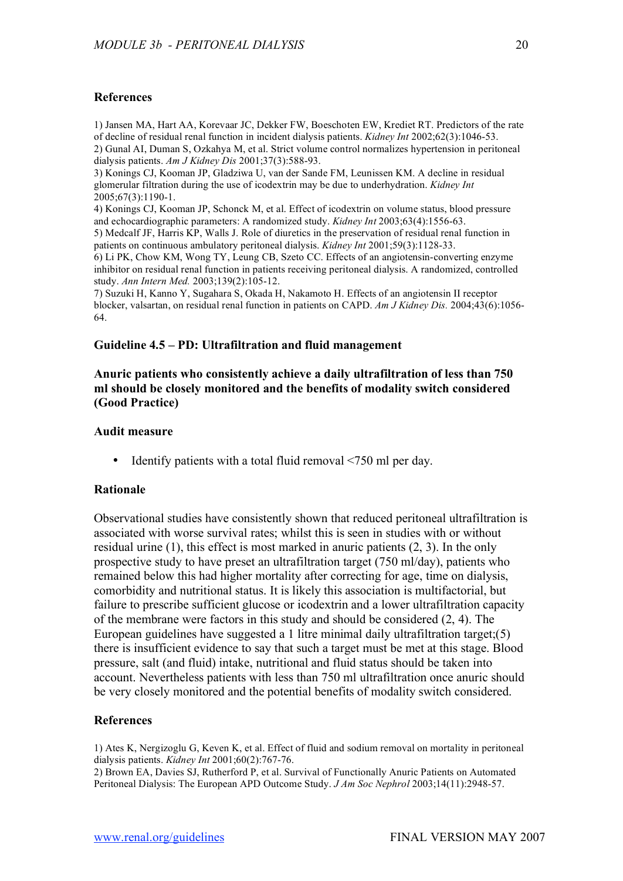### References

1) Jansen MA, Hart AA, Korevaar JC, Dekker FW, Boeschoten EW, Krediet RT. Predictors of the rate of decline of residual renal function in incident dialysis patients. *Kidney Int* 2002;62(3):1046-53.
2) Gunal AI, Duman S, Ozkahya M, et al. Strict volume control normalizes hypertension in peritoneal dialysis patients. *Am J Kidney Dis* 2001;37(3):588-93.
3) Konings CJ, Kooman JP, Gladziwa U, van der Sande FM, Leunissen KM. A decline in residual glomerular filtration during the use of icodextrin may be due to underhydration. *Kidney Int* 2005;67(3):1190-1.
4) Konings CJ, Kooman JP, Schonck M, et al. Effect of icodextrin on volume status, blood pressure and echocardiographic parameters: A randomized study. *Kidney Int* 2003;63(4):1556-63.
5) Medcalf JF, Harris KP, Walls J. Role of diuretics in the preservation of residual renal function in patients on continuous ambulatory peritoneal dialysis. *Kidney Int* 2001;59(3):1128-33.
6) Li PK, Chow KM, Wong TY, Leung CB, Szeto CC. Effects of an angiotensin-converting enzyme inhibitor on residual renal function in patients receiving peritoneal dialysis. A randomized, controlled study. *Ann Intern Med.* 2003;139(2):105-12.
7) Suzuki H, Kanno Y, Sugahara S, Okada H, Nakamoto H. Effects of an angiotensin II receptor blocker, valsartan, on residual renal function in patients on CAPD. *Am J Kidney Dis.* 2004;43(6):1056-64.

## Guideline 4.5 – PD: Ultrafiltration and fluid management

**Anuric patients who consistently achieve a daily ultrafiltration of less than 750 ml should be closely monitored and the benefits of modality switch considered (Good Practice)**

### Audit measure

- Identify patients with a total fluid removal <750 ml per day.

### Rationale

Observational studies have consistently shown that reduced peritoneal ultrafiltration is associated with worse survival rates; whilst this is seen in studies with or without residual urine (1), this effect is most marked in anuric patients (2, 3). In the only prospective study to have preset an ultrafiltration target (750 ml/day), patients who remained below this had higher mortality after correcting for age, time on dialysis, comorbidity and nutritional status. It is likely this association is multifactorial, but failure to prescribe sufficient glucose or icodextrin and a lower ultrafiltration capacity of the membrane were factors in this study and should be considered (2, 4). The European guidelines have suggested a 1 litre minimal daily ultrafiltration target;(5) there is insufficient evidence to say that such a target must be met at this stage. Blood pressure, salt (and fluid) intake, nutritional and fluid status should be taken into account. Nevertheless patients with less than 750 ml ultrafiltration once anuric should be very closely monitored and the potential benefits of modality switch considered.

### References

1) Ates K, Nergizoglu G, Keven K, et al. Effect of fluid and sodium removal on mortality in peritoneal dialysis patients. *Kidney Int* 2001;60(2):767-76.
2) Brown EA, Davies SJ, Rutherford P, et al. Survival of Functionally Anuric Patients on Automated Peritoneal Dialysis: The European APD Outcome Study. *J Am Soc Nephrol* 2003;14(11):2948-57.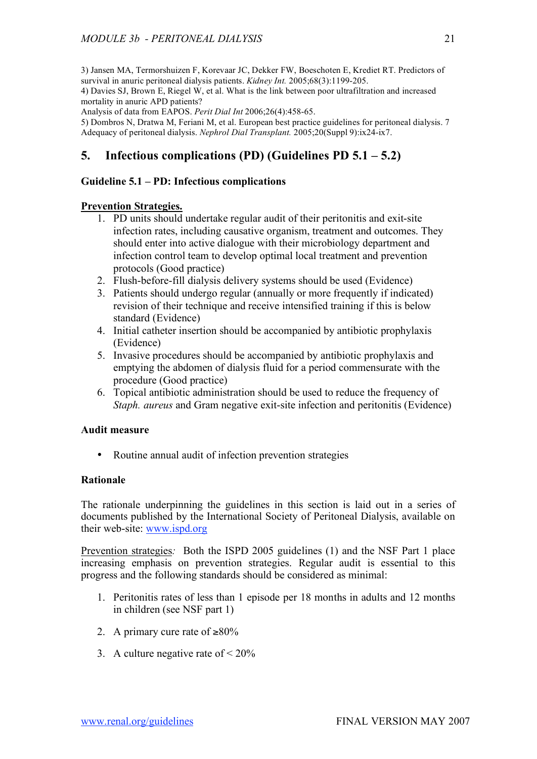3) Jansen MA, Termorshuizen F, Korevaar JC, Dekker FW, Boeschoten E, Krediet RT. Predictors of survival in anuric peritoneal dialysis patients. *Kidney Int.* 2005;68(3):1199-205.
4) Davies SJ, Brown E, Riegel W, et al. What is the link between poor ultrafiltration and increased mortality in anuric APD patients?
Analysis of data from EAPOS. *Perit Dial Int* 2006;26(4):458-65.
5) Dombros N, Dratwa M, Feriani M, et al. European best practice guidelines for peritoneal dialysis. 7 Adequacy of peritoneal dialysis. *Nephrol Dial Transplant.* 2005;20(Suppl 9):ix24-ix7.

## 5. Infectious complications (PD) (Guidelines PD 5.1 – 5.2)

### Guideline 5.1 – PD: Infectious complications

**Prevention Strategies.**

1. PD units should undertake regular audit of their peritonitis and exit-site infection rates, including causative organism, treatment and outcomes. They should enter into active dialogue with their microbiology department and infection control team to develop optimal local treatment and prevention protocols (Good practice)
2. Flush-before-fill dialysis delivery systems should be used (Evidence)
3. Patients should undergo regular (annually or more frequently if indicated) revision of their technique and receive intensified training if this is below standard (Evidence)
4. Initial catheter insertion should be accompanied by antibiotic prophylaxis (Evidence)
5. Invasive procedures should be accompanied by antibiotic prophylaxis and emptying the abdomen of dialysis fluid for a period commensurate with the procedure (Good practice)
6. Topical antibiotic administration should be used to reduce the frequency of *Staph. aureus* and Gram negative exit-site infection and peritonitis (Evidence)

### Audit measure

- Routine annual audit of infection prevention strategies

### Rationale

The rationale underpinning the guidelines in this section is laid out in a series of documents published by the International Society of Peritoneal Dialysis, available on their web-site: www.ispd.org

Prevention strategies*:* Both the ISPD 2005 guidelines (1) and the NSF Part 1 place increasing emphasis on prevention strategies. Regular audit is essential to this progress and the following standards should be considered as minimal:

1. Peritonitis rates of less than 1 episode per 18 months in adults and 12 months in children (see NSF part 1)
2. A primary cure rate of ≥80%
3. A culture negative rate of < 20%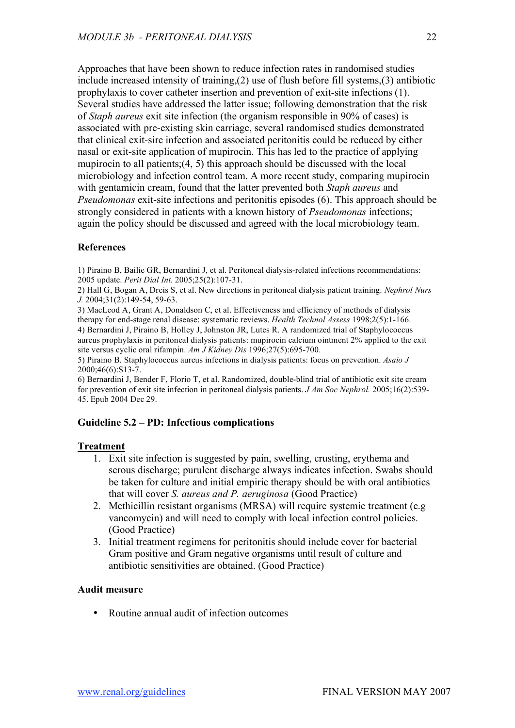Approaches that have been shown to reduce infection rates in randomised studies include increased intensity of training,(2) use of flush before fill systems,(3) antibiotic prophylaxis to cover catheter insertion and prevention of exit-site infections (1). Several studies have addressed the latter issue; following demonstration that the risk of *Staph aureus* exit site infection (the organism responsible in 90% of cases) is associated with pre-existing skin carriage, several randomised studies demonstrated that clinical exit-sire infection and associated peritonitis could be reduced by either nasal or exit-site application of mupirocin. This has led to the practice of applying mupirocin to all patients;(4, 5) this approach should be discussed with the local microbiology and infection control team. A more recent study, comparing mupirocin with gentamicin cream, found that the latter prevented both *Staph aureus* and *Pseudomonas* exit-site infections and peritonitis episodes (6). This approach should be strongly considered in patients with a known history of *Pseudomonas* infections; again the policy should be discussed and agreed with the local microbiology team.

**References**

1) Piraino B, Bailie GR, Bernardini J, et al. Peritoneal dialysis-related infections recommendations: 2005 update. *Perit Dial Int.* 2005;25(2):107-31.
2) Hall G, Bogan A, Dreis S, et al. New directions in peritoneal dialysis patient training. *Nephrol Nurs J.* 2004;31(2):149-54, 59-63.
3) MacLeod A, Grant A, Donaldson C, et al. Effectiveness and efficiency of methods of dialysis therapy for end-stage renal disease: systematic reviews. *Health Technol Assess* 1998;2(5):1-166.
4) Bernardini J, Piraino B, Holley J, Johnston JR, Lutes R. A randomized trial of Staphylococcus aureus prophylaxis in peritoneal dialysis patients: mupirocin calcium ointment 2% applied to the exit site versus cyclic oral rifampin. *Am J Kidney Dis* 1996;27(5):695-700.
5) Piraino B. Staphylococcus aureus infections in dialysis patients: focus on prevention. *Asaio J* 2000;46(6):S13-7.
6) Bernardini J, Bender F, Florio T, et al. Randomized, double-blind trial of antibiotic exit site cream for prevention of exit site infection in peritoneal dialysis patients. *J Am Soc Nephrol.* 2005;16(2):539-45. Epub 2004 Dec 29.

## Guideline 5.2 – PD: Infectious complications

### Treatment

1. Exit site infection is suggested by pain, swelling, crusting, erythema and serous discharge; purulent discharge always indicates infection. Swabs should be taken for culture and initial empiric therapy should be with oral antibiotics that will cover *S. aureus and P. aeruginosa* (Good Practice)
2. Methicillin resistant organisms (MRSA) will require systemic treatment (e.g vancomycin) and will need to comply with local infection control policies. (Good Practice)
3. Initial treatment regimens for peritonitis should include cover for bacterial Gram positive and Gram negative organisms until result of culture and antibiotic sensitivities are obtained. (Good Practice)

**Audit measure**

- Routine annual audit of infection outcomes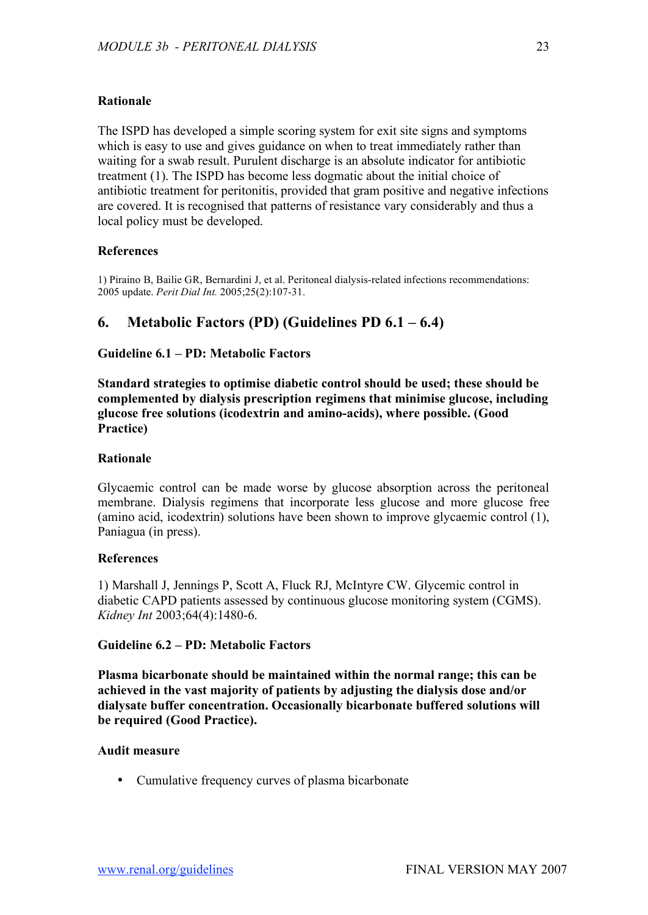#### Rationale

The ISPD has developed a simple scoring system for exit site signs and symptoms which is easy to use and gives guidance on when to treat immediately rather than waiting for a swab result. Purulent discharge is an absolute indicator for antibiotic treatment (1). The ISPD has become less dogmatic about the initial choice of antibiotic treatment for peritonitis, provided that gram positive and negative infections are covered. It is recognised that patterns of resistance vary considerably and thus a local policy must be developed.

#### References

1) Piraino B, Bailie GR, Bernardini J, et al. Peritoneal dialysis-related infections recommendations: 2005 update. *Perit Dial Int.* 2005;25(2):107-31.

## 6. Metabolic Factors (PD) (Guidelines PD 6.1 – 6.4)

#### Guideline 6.1 – PD: Metabolic Factors

**Standard strategies to optimise diabetic control should be used; these should be complemented by dialysis prescription regimens that minimise glucose, including glucose free solutions (icodextrin and amino-acids), where possible. (Good Practice)**

#### Rationale

Glycaemic control can be made worse by glucose absorption across the peritoneal membrane. Dialysis regimens that incorporate less glucose and more glucose free (amino acid, icodextrin) solutions have been shown to improve glycaemic control (1), Paniagua (in press).

#### References

1) Marshall J, Jennings P, Scott A, Fluck RJ, McIntyre CW. Glycemic control in diabetic CAPD patients assessed by continuous glucose monitoring system (CGMS). *Kidney Int* 2003;64(4):1480-6.

#### Guideline 6.2 – PD: Metabolic Factors

**Plasma bicarbonate should be maintained within the normal range; this can be achieved in the vast majority of patients by adjusting the dialysis dose and/or dialysate buffer concentration. Occasionally bicarbonate buffered solutions will be required (Good Practice).**

#### Audit measure

- Cumulative frequency curves of plasma bicarbonate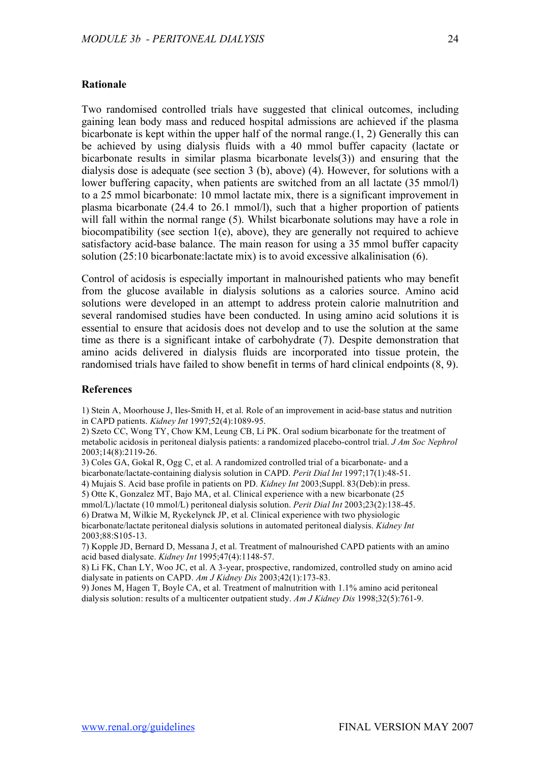**Rationale**

Two randomised controlled trials have suggested that clinical outcomes, including gaining lean body mass and reduced hospital admissions are achieved if the plasma bicarbonate is kept within the upper half of the normal range.(1, 2) Generally this can be achieved by using dialysis fluids with a 40 mmol buffer capacity (lactate or bicarbonate results in similar plasma bicarbonate levels(3)) and ensuring that the dialysis dose is adequate (see section 3 (b), above) (4). However, for solutions with a lower buffering capacity, when patients are switched from an all lactate (35 mmol/l) to a 25 mmol bicarbonate: 10 mmol lactate mix, there is a significant improvement in plasma bicarbonate (24.4 to 26.1 mmol/l), such that a higher proportion of patients will fall within the normal range (5). Whilst bicarbonate solutions may have a role in biocompatibility (see section 1(e), above), they are generally not required to achieve satisfactory acid-base balance. The main reason for using a 35 mmol buffer capacity solution (25:10 bicarbonate:lactate mix) is to avoid excessive alkalinisation (6).

Control of acidosis is especially important in malnourished patients who may benefit from the glucose available in dialysis solutions as a calories source. Amino acid solutions were developed in an attempt to address protein calorie malnutrition and several randomised studies have been conducted. In using amino acid solutions it is essential to ensure that acidosis does not develop and to use the solution at the same time as there is a significant intake of carbohydrate (7). Despite demonstration that amino acids delivered in dialysis fluids are incorporated into tissue protein, the randomised trials have failed to show benefit in terms of hard clinical endpoints (8, 9).

**References**

1) Stein A, Moorhouse J, Iles-Smith H, et al. Role of an improvement in acid-base status and nutrition in CAPD patients. *Kidney Int* 1997;52(4):1089-95.
2) Szeto CC, Wong TY, Chow KM, Leung CB, Li PK. Oral sodium bicarbonate for the treatment of metabolic acidosis in peritoneal dialysis patients: a randomized placebo-control trial. *J Am Soc Nephrol* 2003;14(8):2119-26.
3) Coles GA, Gokal R, Ogg C, et al. A randomized controlled trial of a bicarbonate- and a bicarbonate/lactate-containing dialysis solution in CAPD. *Perit Dial Int* 1997;17(1):48-51.
4) Mujais S. Acid base profile in patients on PD. *Kidney Int* 2003;Suppl. 83(Deb):in press.
5) Otte K, Gonzalez MT, Bajo MA, et al. Clinical experience with a new bicarbonate (25 mmol/L)/lactate (10 mmol/L) peritoneal dialysis solution. *Perit Dial Int* 2003;23(2):138-45.
6) Dratwa M, Wilkie M, Ryckelynck JP, et al. Clinical experience with two physiologic bicarbonate/lactate peritoneal dialysis solutions in automated peritoneal dialysis. *Kidney Int* 2003;88:S105-13.
7) Kopple JD, Bernard D, Messana J, et al. Treatment of malnourished CAPD patients with an amino acid based dialysate. *Kidney Int* 1995;47(4):1148-57.
8) Li FK, Chan LY, Woo JC, et al. A 3-year, prospective, randomized, controlled study on amino acid dialysate in patients on CAPD. *Am J Kidney Dis* 2003;42(1):173-83.
9) Jones M, Hagen T, Boyle CA, et al. Treatment of malnutrition with 1.1% amino acid peritoneal dialysis solution: results of a multicenter outpatient study. *Am J Kidney Dis* 1998;32(5):761-9.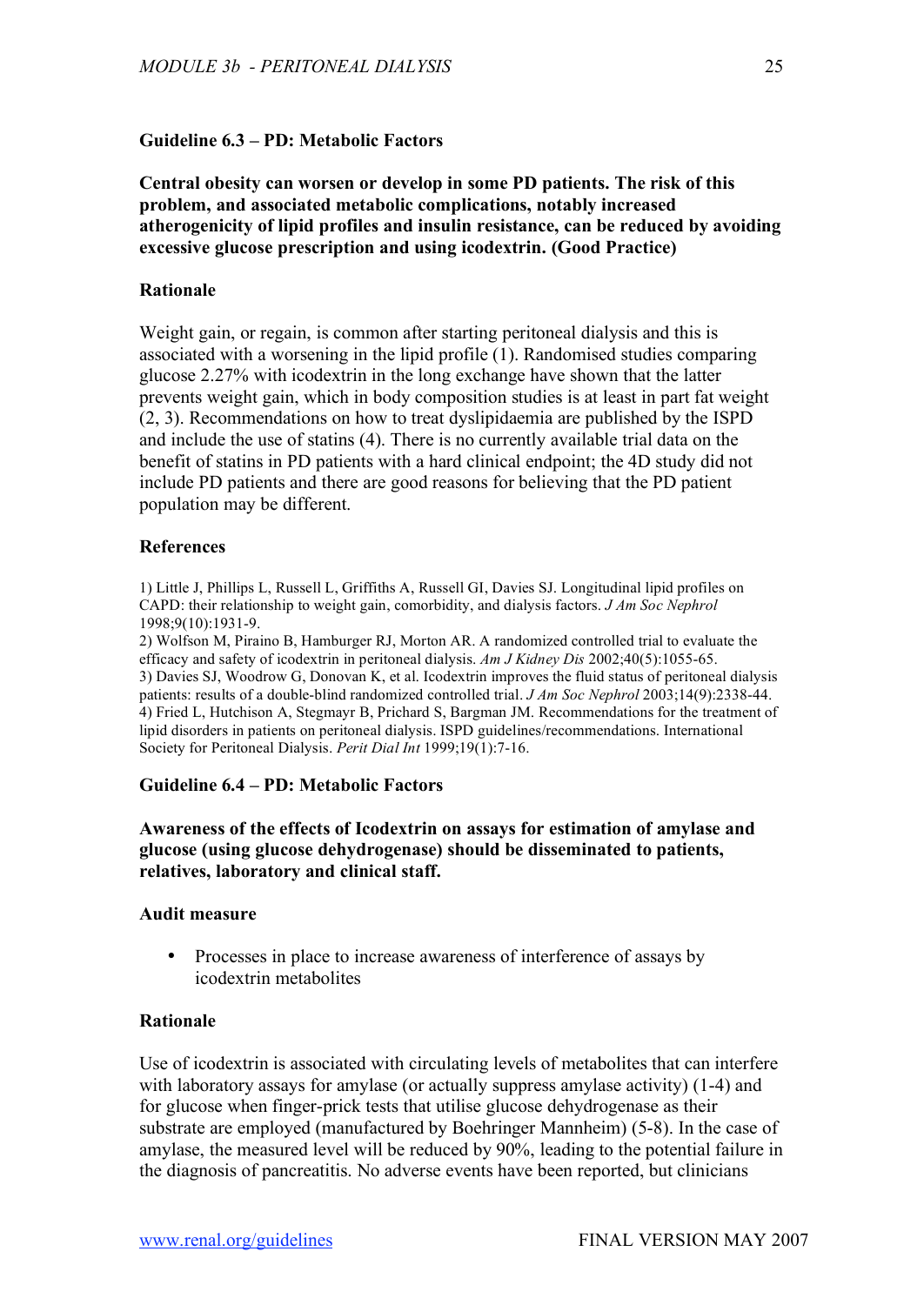### Guideline 6.3 – PD: Metabolic Factors

**Central obesity can worsen or develop in some PD patients. The risk of this problem, and associated metabolic complications, notably increased atherogenicity of lipid profiles and insulin resistance, can be reduced by avoiding excessive glucose prescription and using icodextrin. (Good Practice)**

#### Rationale

Weight gain, or regain, is common after starting peritoneal dialysis and this is associated with a worsening in the lipid profile (1). Randomised studies comparing glucose 2.27% with icodextrin in the long exchange have shown that the latter prevents weight gain, which in body composition studies is at least in part fat weight (2, 3). Recommendations on how to treat dyslipidaemia are published by the ISPD and include the use of statins (4). There is no currently available trial data on the benefit of statins in PD patients with a hard clinical endpoint; the 4D study did not include PD patients and there are good reasons for believing that the PD patient population may be different.

#### References

1) Little J, Phillips L, Russell L, Griffiths A, Russell GI, Davies SJ. Longitudinal lipid profiles on CAPD: their relationship to weight gain, comorbidity, and dialysis factors. *J Am Soc Nephrol* 1998;9(10):1931-9.
2) Wolfson M, Piraino B, Hamburger RJ, Morton AR. A randomized controlled trial to evaluate the efficacy and safety of icodextrin in peritoneal dialysis. *Am J Kidney Dis* 2002;40(5):1055-65.
3) Davies SJ, Woodrow G, Donovan K, et al. Icodextrin improves the fluid status of peritoneal dialysis patients: results of a double-blind randomized controlled trial. *J Am Soc Nephrol* 2003;14(9):2338-44.
4) Fried L, Hutchison A, Stegmayr B, Prichard S, Bargman JM. Recommendations for the treatment of lipid disorders in patients on peritoneal dialysis. ISPD guidelines/recommendations. International Society for Peritoneal Dialysis. *Perit Dial Int* 1999;19(1):7-16.

### Guideline 6.4 – PD: Metabolic Factors

**Awareness of the effects of Icodextrin on assays for estimation of amylase and glucose (using glucose dehydrogenase) should be disseminated to patients, relatives, laboratory and clinical staff.**

#### Audit measure

- Processes in place to increase awareness of interference of assays by icodextrin metabolites

#### Rationale

Use of icodextrin is associated with circulating levels of metabolites that can interfere with laboratory assays for amylase (or actually suppress amylase activity) (1-4) and for glucose when finger-prick tests that utilise glucose dehydrogenase as their substrate are employed (manufactured by Boehringer Mannheim) (5-8). In the case of amylase, the measured level will be reduced by 90%, leading to the potential failure in the diagnosis of pancreatitis. No adverse events have been reported, but clinicians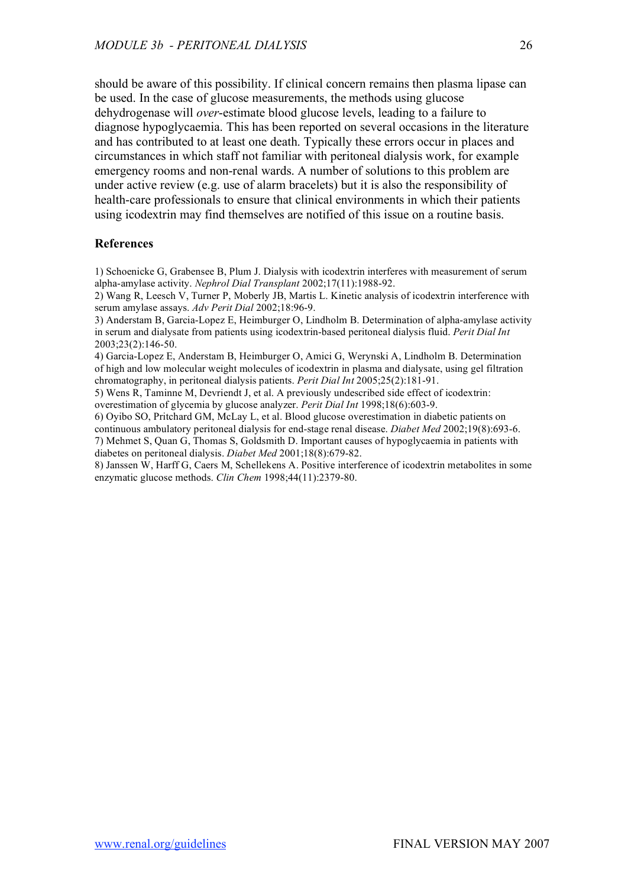should be aware of this possibility. If clinical concern remains then plasma lipase can be used. In the case of glucose measurements, the methods using glucose dehydrogenase will *over*-estimate blood glucose levels, leading to a failure to diagnose hypoglycaemia. This has been reported on several occasions in the literature and has contributed to at least one death. Typically these errors occur in places and circumstances in which staff not familiar with peritoneal dialysis work, for example emergency rooms and non-renal wards. A number of solutions to this problem are under active review (e.g. use of alarm bracelets) but it is also the responsibility of health-care professionals to ensure that clinical environments in which their patients using icodextrin may find themselves are notified of this issue on a routine basis.

**References**

1) Schoenicke G, Grabensee B, Plum J. Dialysis with icodextrin interferes with measurement of serum alpha-amylase activity. *Nephrol Dial Transplant* 2002;17(11):1988-92.

2) Wang R, Leesch V, Turner P, Moberly JB, Martis L. Kinetic analysis of icodextrin interference with serum amylase assays. *Adv Perit Dial* 2002;18:96-9.

3) Anderstam B, Garcia-Lopez E, Heimburger O, Lindholm B. Determination of alpha-amylase activity in serum and dialysate from patients using icodextrin-based peritoneal dialysis fluid. *Perit Dial Int* 2003;23(2):146-50.

4) Garcia-Lopez E, Anderstam B, Heimburger O, Amici G, Werynski A, Lindholm B. Determination of high and low molecular weight molecules of icodextrin in plasma and dialysate, using gel filtration chromatography, in peritoneal dialysis patients. *Perit Dial Int* 2005;25(2):181-91.

5) Wens R, Taminne M, Devriendt J, et al. A previously undescribed side effect of icodextrin: overestimation of glycemia by glucose analyzer. *Perit Dial Int* 1998;18(6):603-9.

6) Oyibo SO, Pritchard GM, McLay L, et al. Blood glucose overestimation in diabetic patients on continuous ambulatory peritoneal dialysis for end-stage renal disease. *Diabet Med* 2002;19(8):693-6.

7) Mehmet S, Quan G, Thomas S, Goldsmith D. Important causes of hypoglycaemia in patients with diabetes on peritoneal dialysis. *Diabet Med* 2001;18(8):679-82.

8) Janssen W, Harff G, Caers M, Schellekens A. Positive interference of icodextrin metabolites in some enzymatic glucose methods. *Clin Chem* 1998;44(11):2379-80.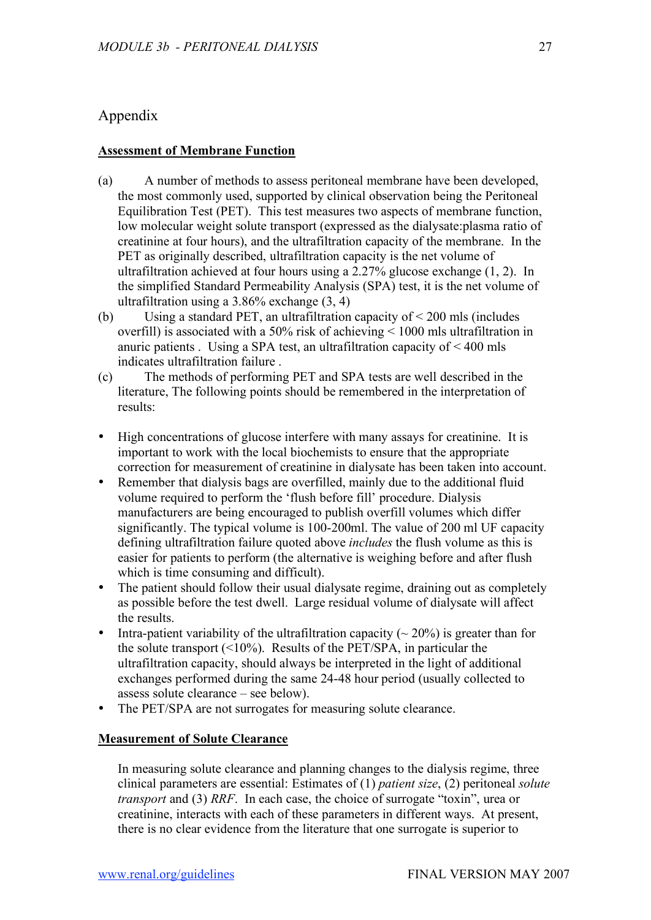# Appendix

**Assessment of Membrane Function**

(a) A number of methods to assess peritoneal membrane have been developed, the most commonly used, supported by clinical observation being the Peritoneal Equilibration Test (PET). This test measures two aspects of membrane function, low molecular weight solute transport (expressed as the dialysate:plasma ratio of creatinine at four hours), and the ultrafiltration capacity of the membrane. In the PET as originally described, ultrafiltration capacity is the net volume of ultrafiltration achieved at four hours using a 2.27% glucose exchange (1, 2). In the simplified Standard Permeability Analysis (SPA) test, it is the net volume of ultrafiltration using a 3.86% exchange (3, 4)

(b) Using a standard PET, an ultrafiltration capacity of < 200 mls (includes overfill) is associated with a 50% risk of achieving < 1000 mls ultrafiltration in anuric patients . Using a SPA test, an ultrafiltration capacity of < 400 mls indicates ultrafiltration failure .

(c) The methods of performing PET and SPA tests are well described in the literature, The following points should be remembered in the interpretation of results:

- High concentrations of glucose interfere with many assays for creatinine. It is important to work with the local biochemists to ensure that the appropriate correction for measurement of creatinine in dialysate has been taken into account.
- Remember that dialysis bags are overfilled, mainly due to the additional fluid volume required to perform the 'flush before fill' procedure. Dialysis manufacturers are being encouraged to publish overfill volumes which differ significantly. The typical volume is 100-200ml. The value of 200 ml UF capacity defining ultrafiltration failure quoted above *includes* the flush volume as this is easier for patients to perform (the alternative is weighing before and after flush which is time consuming and difficult).
- The patient should follow their usual dialysate regime, draining out as completely as possible before the test dwell. Large residual volume of dialysate will affect the results.
- Intra-patient variability of the ultrafiltration capacity (~ 20%) is greater than for the solute transport (<10%). Results of the PET/SPA, in particular the ultrafiltration capacity, should always be interpreted in the light of additional exchanges performed during the same 24-48 hour period (usually collected to assess solute clearance – see below).
- The PET/SPA are not surrogates for measuring solute clearance.

**Measurement of Solute Clearance**

In measuring solute clearance and planning changes to the dialysis regime, three clinical parameters are essential: Estimates of (1) *patient size*, (2) peritoneal *solute transport* and (3) *RRF*. In each case, the choice of surrogate "toxin", urea or creatinine, interacts with each of these parameters in different ways. At present, there is no clear evidence from the literature that one surrogate is superior to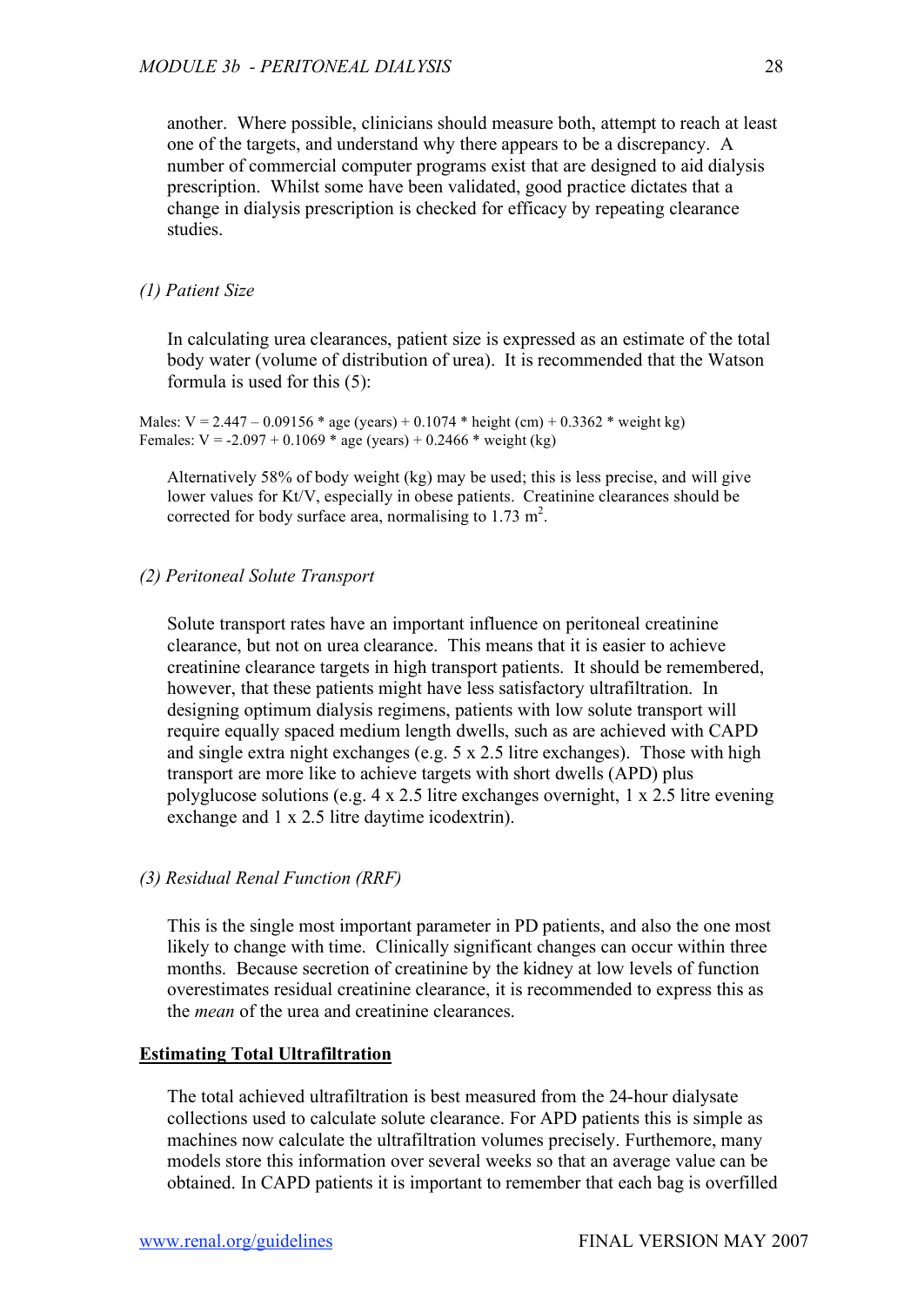another. Where possible, clinicians should measure both, attempt to reach at least one of the targets, and understand why there appears to be a discrepancy. A number of commercial computer programs exist that are designed to aid dialysis prescription. Whilst some have been validated, good practice dictates that a change in dialysis prescription is checked for efficacy by repeating clearance studies.

*(1) Patient Size*

In calculating urea clearances, patient size is expressed as an estimate of the total body water (volume of distribution of urea). It is recommended that the Watson formula is used for this (5):

Males: V = 2.447 – 0.09156 * age (years) + 0.1074 * height (cm) + 0.3362 * weight kg)
Females: V = -2.097 + 0.1069 * age (years) + 0.2466 * weight (kg)

Alternatively 58% of body weight (kg) may be used; this is less precise, and will give lower values for Kt/V, especially in obese patients. Creatinine clearances should be corrected for body surface area, normalising to 1.73 $m^2$.

*(2) Peritoneal Solute Transport*

Solute transport rates have an important influence on peritoneal creatinine clearance, but not on urea clearance. This means that it is easier to achieve creatinine clearance targets in high transport patients. It should be remembered, however, that these patients might have less satisfactory ultrafiltration. In designing optimum dialysis regimens, patients with low solute transport will require equally spaced medium length dwells, such as are achieved with CAPD and single extra night exchanges (e.g. 5 x 2.5 litre exchanges). Those with high transport are more like to achieve targets with short dwells (APD) plus polyglucose solutions (e.g. 4 x 2.5 litre exchanges overnight, 1 x 2.5 litre evening exchange and 1 x 2.5 litre daytime icodextrin).

*(3) Residual Renal Function (RRF)*

This is the single most important parameter in PD patients, and also the one most likely to change with time. Clinically significant changes can occur within three months. Because secretion of creatinine by the kidney at low levels of function overestimates residual creatinine clearance, it is recommended to express this as the *mean* of the urea and creatinine clearances.

**Estimating Total Ultrafiltration**

The total achieved ultrafiltration is best measured from the 24-hour dialysate collections used to calculate solute clearance. For APD patients this is simple as machines now calculate the ultrafiltration volumes precisely. Furthemore, many models store this information over several weeks so that an average value can be obtained. In CAPD patients it is important to remember that each bag is overfilled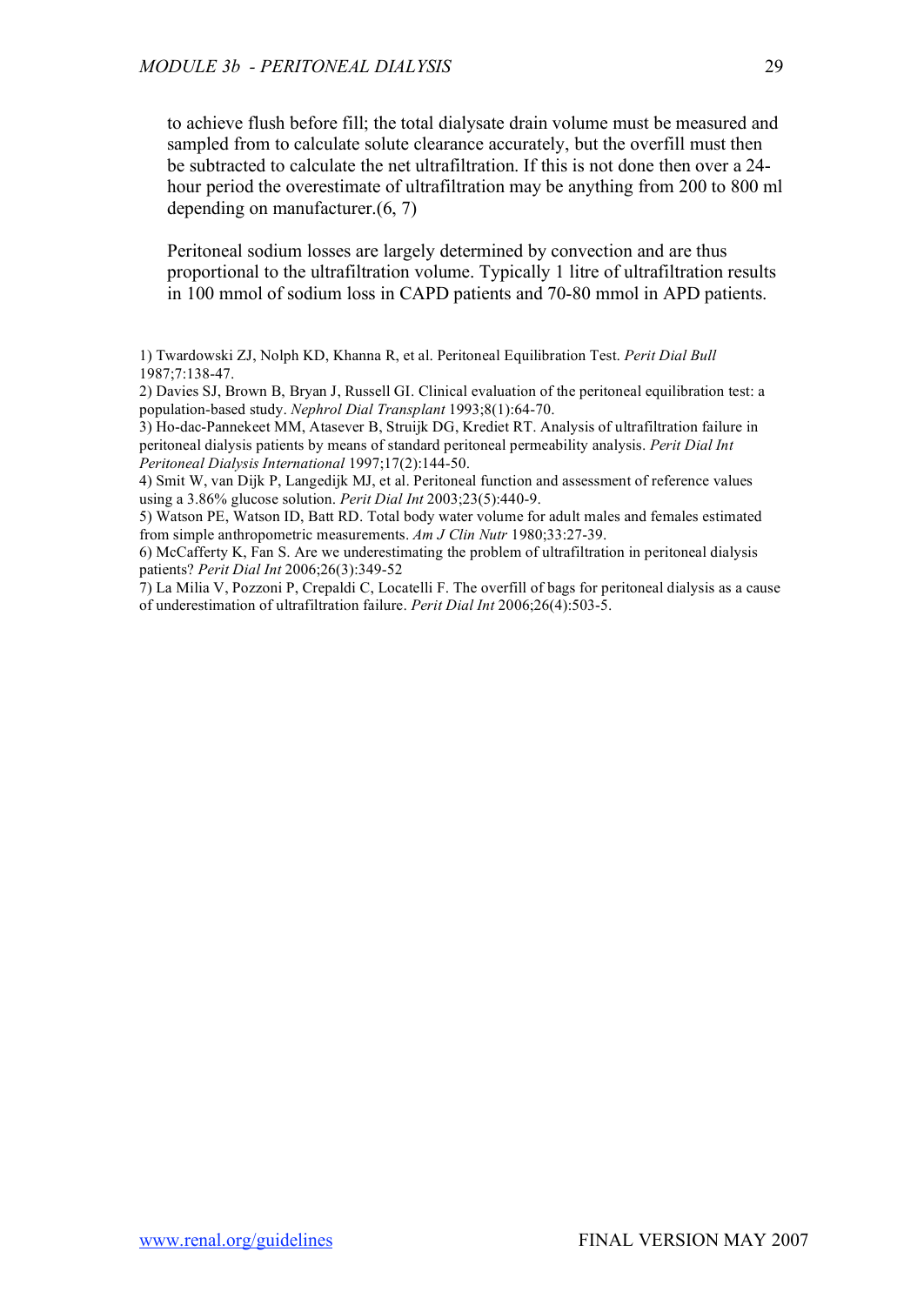to achieve flush before fill; the total dialysate drain volume must be measured and sampled from to calculate solute clearance accurately, but the overfill must then be subtracted to calculate the net ultrafiltration. If this is not done then over a 24-hour period the overestimate of ultrafiltration may be anything from 200 to 800 ml depending on manufacturer.(6, 7)

Peritoneal sodium losses are largely determined by convection and are thus proportional to the ultrafiltration volume. Typically 1 litre of ultrafiltration results in 100 mmol of sodium loss in CAPD patients and 70-80 mmol in APD patients.

1) Twardowski ZJ, Nolph KD, Khanna R, et al. Peritoneal Equilibration Test. *Perit Dial Bull* 1987;7:138-47.
2) Davies SJ, Brown B, Bryan J, Russell GI. Clinical evaluation of the peritoneal equilibration test: a population-based study. *Nephrol Dial Transplant* 1993;8(1):64-70.
3) Ho-dac-Pannekeet MM, Atasever B, Struijk DG, Krediet RT. Analysis of ultrafiltration failure in peritoneal dialysis patients by means of standard peritoneal permeability analysis. *Perit Dial Int Peritoneal Dialysis International* 1997;17(2):144-50.
4) Smit W, van Dijk P, Langedijk MJ, et al. Peritoneal function and assessment of reference values using a 3.86% glucose solution. *Perit Dial Int* 2003;23(5):440-9.
5) Watson PE, Watson ID, Batt RD. Total body water volume for adult males and females estimated from simple anthropometric measurements. *Am J Clin Nutr* 1980;33:27-39.
6) McCafferty K, Fan S. Are we underestimating the problem of ultrafiltration in peritoneal dialysis patients? *Perit Dial Int* 2006;26(3):349-52
7) La Milia V, Pozzoni P, Crepaldi C, Locatelli F. The overfill of bags for peritoneal dialysis as a cause of underestimation of ultrafiltration failure. *Perit Dial Int* 2006;26(4):503-5.